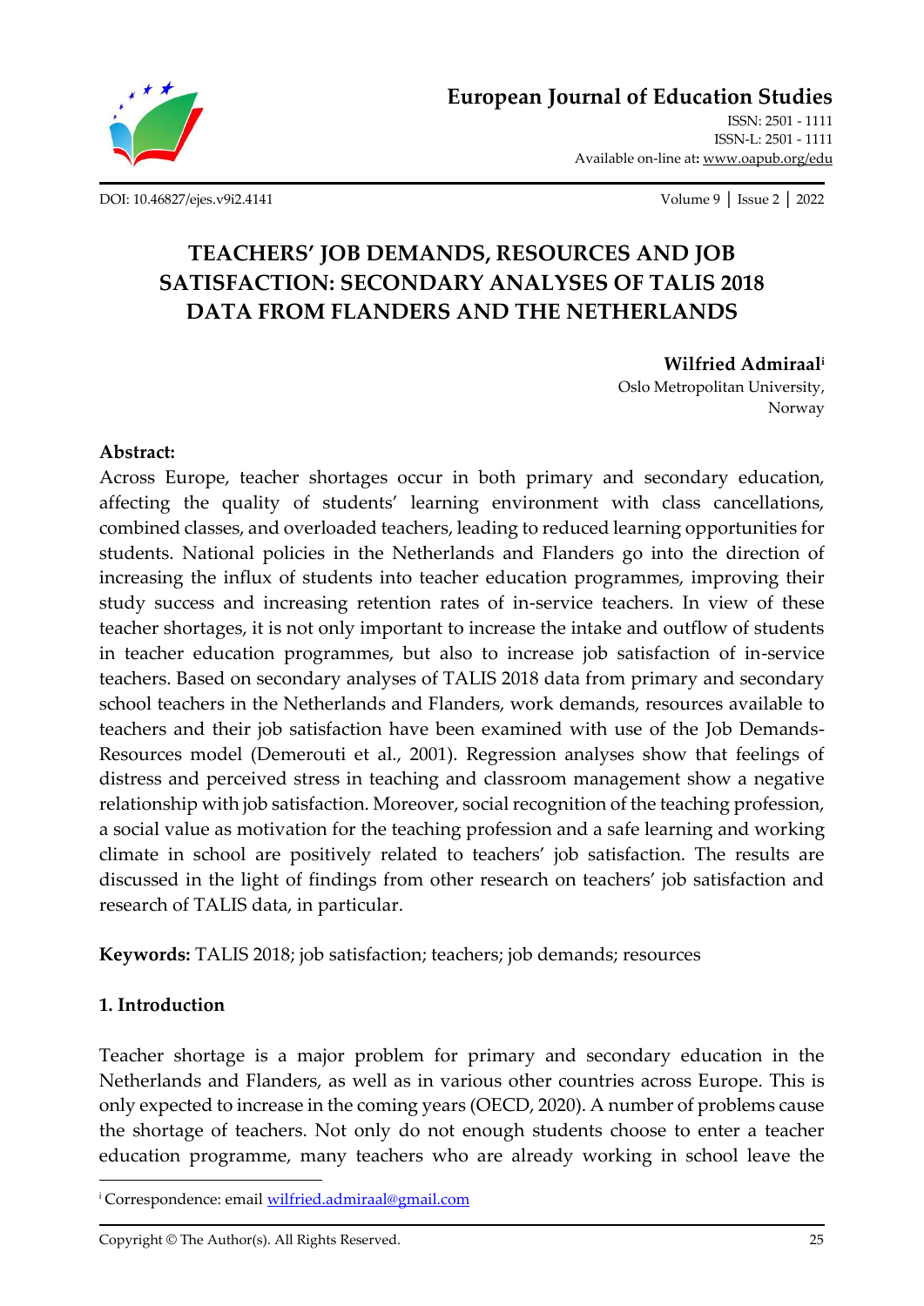# TEACHERS' JOB DEMANDS, RESOURCES AND JOB SATISFACTION: SECONDARY ANALYSES OF TALIS 2018 DATA FROM FLANDERS AND THE NETHERLANDS

**Wilfried Admiraal**[i]
Oslo Metropolitan University,
Norway

**Abstract:**
Across Europe, teacher shortages occur in both primary and secondary education, affecting the quality of students' learning environment with class cancellations, combined classes, and overloaded teachers, leading to reduced learning opportunities for students. National policies in the Netherlands and Flanders go into the direction of increasing the influx of students into teacher education programmes, improving their study success and increasing retention rates of in-service teachers. In view of these teacher shortages, it is not only important to increase the intake and outflow of students in teacher education programmes, but also to increase job satisfaction of in-service teachers. Based on secondary analyses of TALIS 2018 data from primary and secondary school teachers in the Netherlands and Flanders, work demands, resources available to teachers and their job satisfaction have been examined with use of the Job Demands-Resources model (Demerouti et al., 2001). Regression analyses show that feelings of distress and perceived stress in teaching and classroom management show a negative relationship with job satisfaction. Moreover, social recognition of the teaching profession, a social value as motivation for the teaching profession and a safe learning and working climate in school are positively related to teachers' job satisfaction. The results are discussed in the light of findings from other research on teachers' job satisfaction and research of TALIS data, in particular.

**Keywords:** TALIS 2018; job satisfaction; teachers; job demands; resources

## 1. Introduction

Teacher shortage is a major problem for primary and secondary education in the Netherlands and Flanders, as well as in various other countries across Europe. This is only expected to increase in the coming years (OECD, 2020). A number of problems cause the shortage of teachers. Not only do not enough students choose to enter a teacher education programme, many teachers who are already working in school leave the

---

[i] Correspondence: email wilfried.admiraal@gmail.com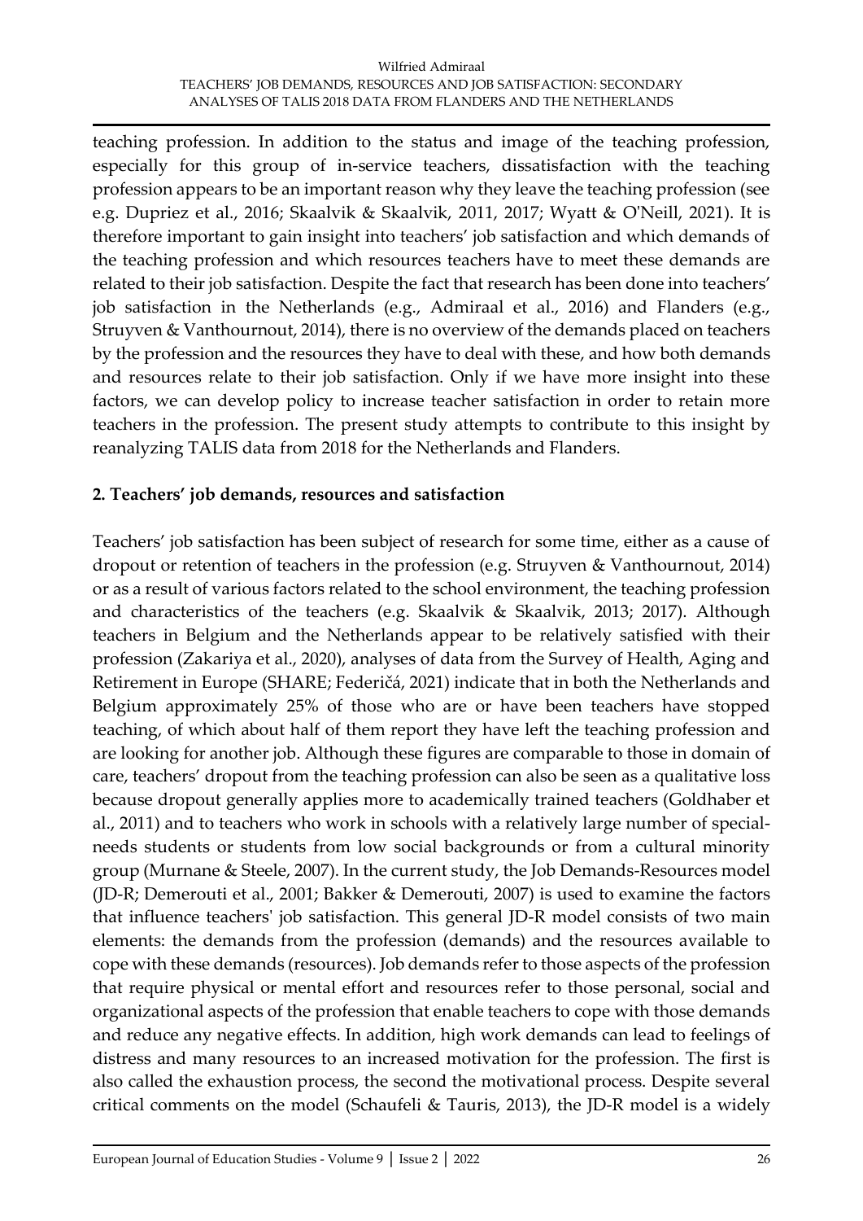teaching profession. In addition to the status and image of the teaching profession, especially for this group of in-service teachers, dissatisfaction with the teaching profession appears to be an important reason why they leave the teaching profession (see e.g. Dupriez et al., 2016; Skaalvik & Skaalvik, 2011, 2017; Wyatt & O'Neill, 2021). It is therefore important to gain insight into teachers' job satisfaction and which demands of the teaching profession and which resources teachers have to meet these demands are related to their job satisfaction. Despite the fact that research has been done into teachers' job satisfaction in the Netherlands (e.g., Admiraal et al., 2016) and Flanders (e.g., Struyven & Vanthournout, 2014), there is no overview of the demands placed on teachers by the profession and the resources they have to deal with these, and how both demands and resources relate to their job satisfaction. Only if we have more insight into these factors, we can develop policy to increase teacher satisfaction in order to retain more teachers in the profession. The present study attempts to contribute to this insight by reanalyzing TALIS data from 2018 for the Netherlands and Flanders.

## 2. Teachers' job demands, resources and satisfaction

Teachers' job satisfaction has been subject of research for some time, either as a cause of dropout or retention of teachers in the profession (e.g. Struyven & Vanthournout, 2014) or as a result of various factors related to the school environment, the teaching profession and characteristics of the teachers (e.g. Skaalvik & Skaalvik, 2013; 2017). Although teachers in Belgium and the Netherlands appear to be relatively satisfied with their profession (Zakariya et al., 2020), analyses of data from the Survey of Health, Aging and Retirement in Europe (SHARE; Federičá, 2021) indicate that in both the Netherlands and Belgium approximately 25% of those who are or have been teachers have stopped teaching, of which about half of them report they have left the teaching profession and are looking for another job. Although these figures are comparable to those in domain of care, teachers' dropout from the teaching profession can also be seen as a qualitative loss because dropout generally applies more to academically trained teachers (Goldhaber et al., 2011) and to teachers who work in schools with a relatively large number of special-needs students or students from low social backgrounds or from a cultural minority group (Murnane & Steele, 2007). In the current study, the Job Demands-Resources model (JD-R; Demerouti et al., 2001; Bakker & Demerouti, 2007) is used to examine the factors that influence teachers' job satisfaction. This general JD-R model consists of two main elements: the demands from the profession (demands) and the resources available to cope with these demands (resources). Job demands refer to those aspects of the profession that require physical or mental effort and resources refer to those personal, social and organizational aspects of the profession that enable teachers to cope with those demands and reduce any negative effects. In addition, high work demands can lead to feelings of distress and many resources to an increased motivation for the profession. The first is also called the exhaustion process, the second the motivational process. Despite several critical comments on the model (Schaufeli & Tauris, 2013), the JD-R model is a widely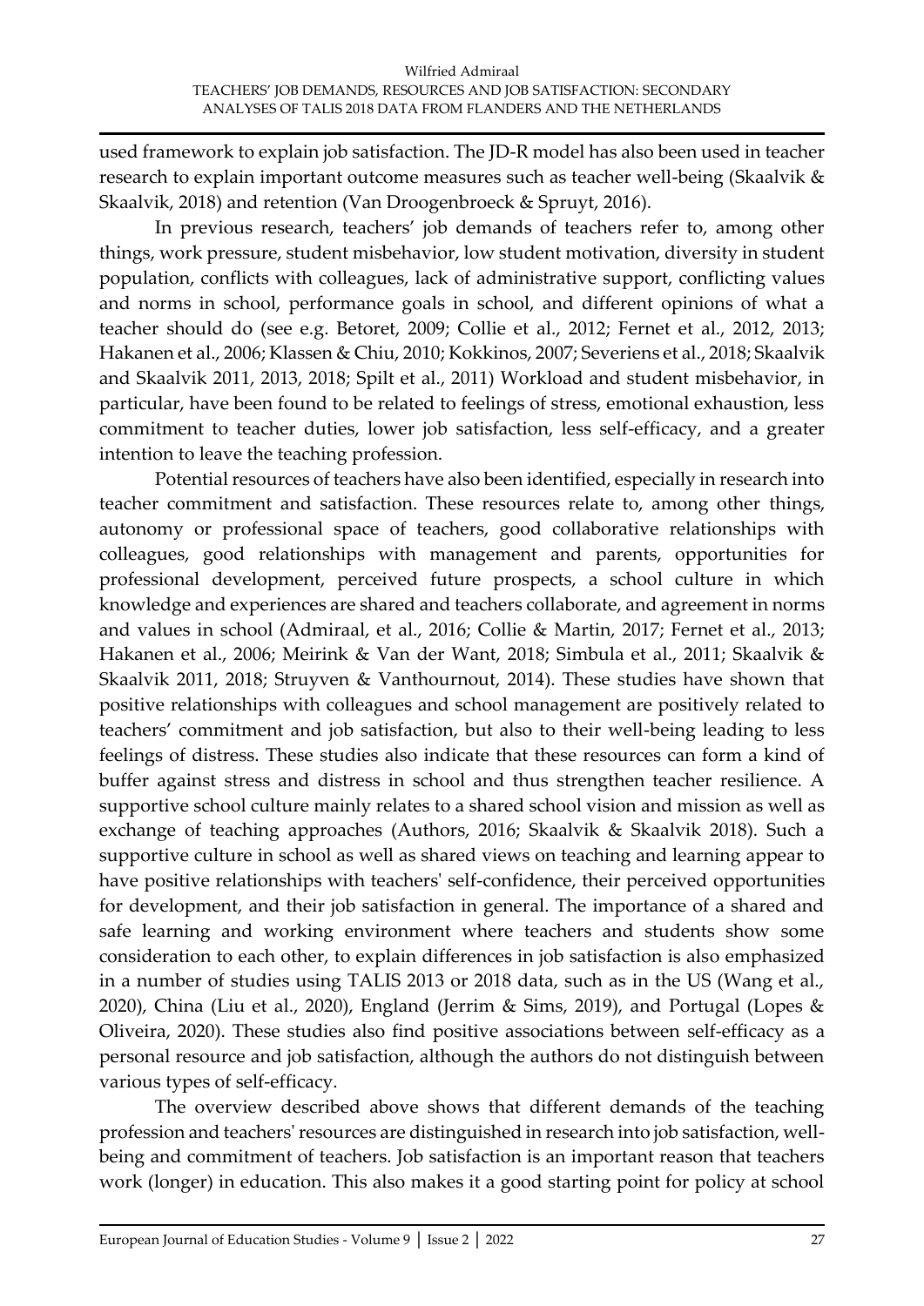used framework to explain job satisfaction. The JD-R model has also been used in teacher research to explain important outcome measures such as teacher well-being (Skaalvik & Skaalvik, 2018) and retention (Van Droogenbroeck & Spruyt, 2016).

In previous research, teachers' job demands of teachers refer to, among other things, work pressure, student misbehavior, low student motivation, diversity in student population, conflicts with colleagues, lack of administrative support, conflicting values and norms in school, performance goals in school, and different opinions of what a teacher should do (see e.g. Betoret, 2009; Collie et al., 2012; Fernet et al., 2012, 2013; Hakanen et al., 2006; Klassen & Chiu, 2010; Kokkinos, 2007; Severiens et al., 2018; Skaalvik and Skaalvik 2011, 2013, 2018; Spilt et al., 2011) Workload and student misbehavior, in particular, have been found to be related to feelings of stress, emotional exhaustion, less commitment to teacher duties, lower job satisfaction, less self-efficacy, and a greater intention to leave the teaching profession.

Potential resources of teachers have also been identified, especially in research into teacher commitment and satisfaction. These resources relate to, among other things, autonomy or professional space of teachers, good collaborative relationships with colleagues, good relationships with management and parents, opportunities for professional development, perceived future prospects, a school culture in which knowledge and experiences are shared and teachers collaborate, and agreement in norms and values in school (Admiraal, et al., 2016; Collie & Martin, 2017; Fernet et al., 2013; Hakanen et al., 2006; Meirink & Van der Want, 2018; Simbula et al., 2011; Skaalvik & Skaalvik 2011, 2018; Struyven & Vanthournout, 2014). These studies have shown that positive relationships with colleagues and school management are positively related to teachers' commitment and job satisfaction, but also to their well-being leading to less feelings of distress. These studies also indicate that these resources can form a kind of buffer against stress and distress in school and thus strengthen teacher resilience. A supportive school culture mainly relates to a shared school vision and mission as well as exchange of teaching approaches (Authors, 2016; Skaalvik & Skaalvik 2018). Such a supportive culture in school as well as shared views on teaching and learning appear to have positive relationships with teachers' self-confidence, their perceived opportunities for development, and their job satisfaction in general. The importance of a shared and safe learning and working environment where teachers and students show some consideration to each other, to explain differences in job satisfaction is also emphasized in a number of studies using TALIS 2013 or 2018 data, such as in the US (Wang et al., 2020), China (Liu et al., 2020), England (Jerrim & Sims, 2019), and Portugal (Lopes & Oliveira, 2020). These studies also find positive associations between self-efficacy as a personal resource and job satisfaction, although the authors do not distinguish between various types of self-efficacy.

The overview described above shows that different demands of the teaching profession and teachers' resources are distinguished in research into job satisfaction, well-being and commitment of teachers. Job satisfaction is an important reason that teachers work (longer) in education. This also makes it a good starting point for policy at school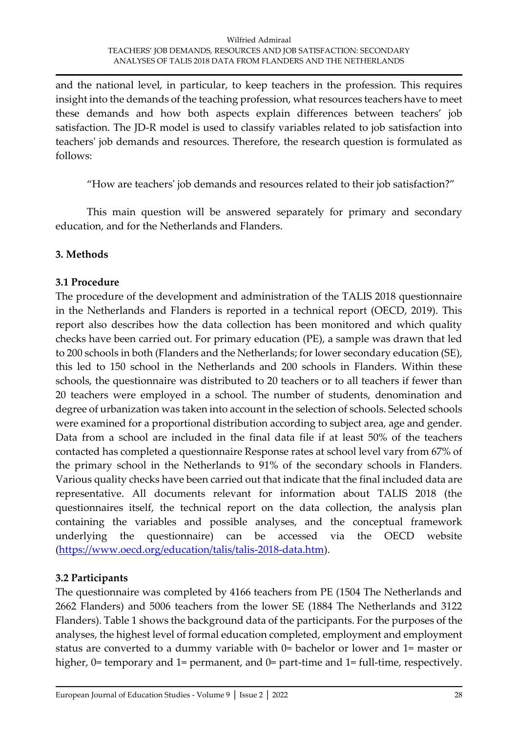and the national level, in particular, to keep teachers in the profession. This requires insight into the demands of the teaching profession, what resources teachers have to meet these demands and how both aspects explain differences between teachers' job satisfaction. The JD-R model is used to classify variables related to job satisfaction into teachers' job demands and resources. Therefore, the research question is formulated as follows:

"How are teachers' job demands and resources related to their job satisfaction?"

This main question will be answered separately for primary and secondary education, and for the Netherlands and Flanders.

## 3. Methods

### 3.1 Procedure

The procedure of the development and administration of the TALIS 2018 questionnaire in the Netherlands and Flanders is reported in a technical report (OECD, 2019). This report also describes how the data collection has been monitored and which quality checks have been carried out. For primary education (PE), a sample was drawn that led to 200 schools in both (Flanders and the Netherlands; for lower secondary education (SE), this led to 150 school in the Netherlands and 200 schools in Flanders. Within these schools, the questionnaire was distributed to 20 teachers or to all teachers if fewer than 20 teachers were employed in a school. The number of students, denomination and degree of urbanization was taken into account in the selection of schools. Selected schools were examined for a proportional distribution according to subject area, age and gender. Data from a school are included in the final data file if at least 50% of the teachers contacted has completed a questionnaire Response rates at school level vary from 67% of the primary school in the Netherlands to 91% of the secondary schools in Flanders. Various quality checks have been carried out that indicate that the final included data are representative. All documents relevant for information about TALIS 2018 (the questionnaires itself, the technical report on the data collection, the analysis plan containing the variables and possible analyses, and the conceptual framework underlying the questionnaire) can be accessed via the OECD website (https://www.oecd.org/education/talis/talis-2018-data.htm).

### 3.2 Participants

The questionnaire was completed by 4166 teachers from PE (1504 The Netherlands and 2662 Flanders) and 5006 teachers from the lower SE (1884 The Netherlands and 3122 Flanders). Table 1 shows the background data of the participants. For the purposes of the analyses, the highest level of formal education completed, employment and employment status are converted to a dummy variable with 0= bachelor or lower and 1= master or higher, 0= temporary and 1= permanent, and 0= part-time and 1= full-time, respectively.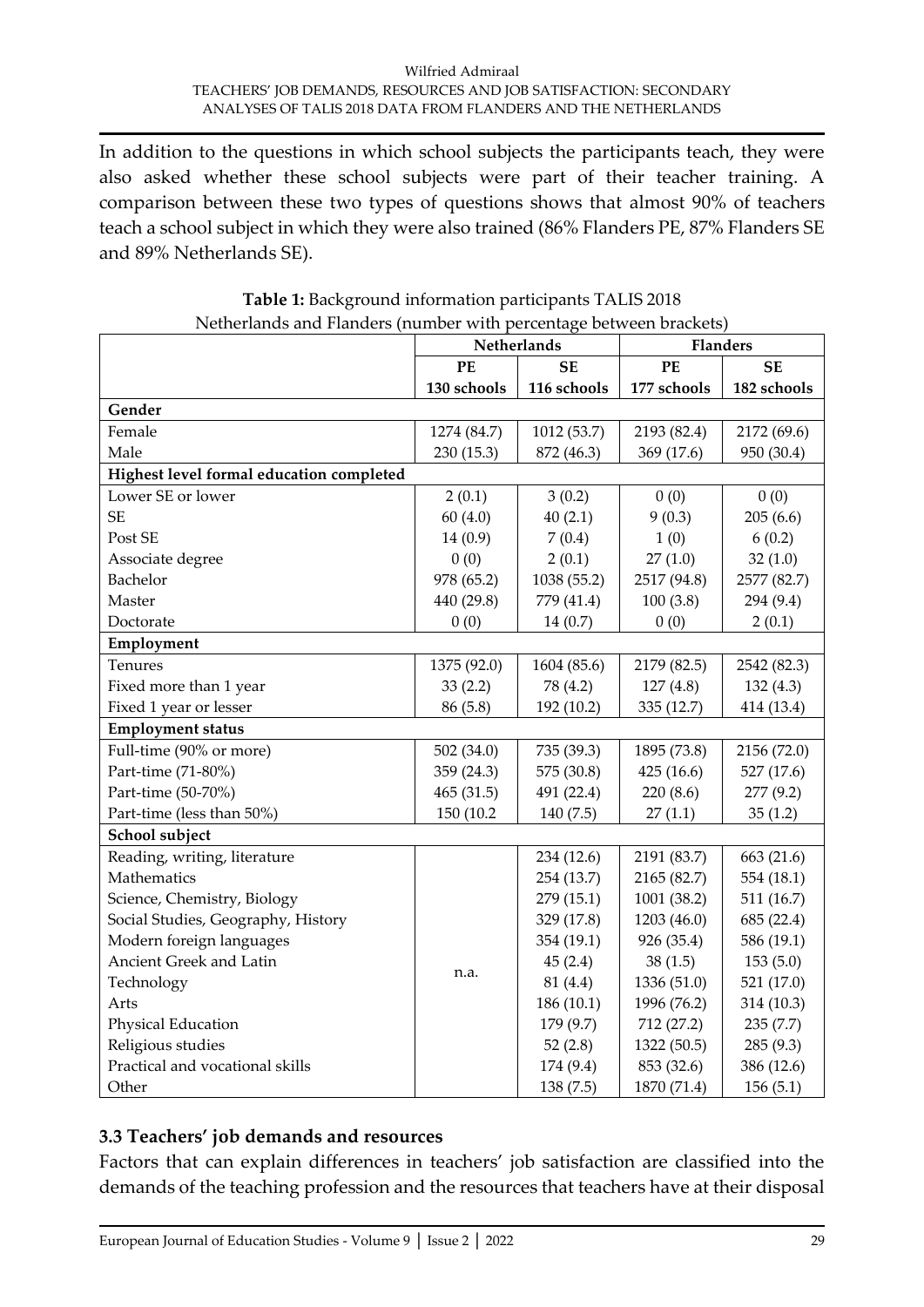In addition to the questions in which school subjects the participants teach, they were also asked whether these school subjects were part of their teacher training. A comparison between these two types of questions shows that almost 90% of teachers teach a school subject in which they were also trained (86% Flanders PE, 87% Flanders SE and 89% Netherlands SE).

**Table 1:** Background information participants TALIS 2018 Netherlands and Flanders (number with percentage between brackets)

| | **Netherlands** | | **Flanders** | |
|---|---|---|---|---|
| | **PE** | **SE** | **PE** | **SE** |
| | **130 schools** | **116 schools** | **177 schools** | **182 schools** |
| **Gender** | | | | |
| Female | 1274 (84.7) | 1012 (53.7) | 2193 (82.4) | 2172 (69.6) |
| Male | 230 (15.3) | 872 (46.3) | 369 (17.6) | 950 (30.4) |
| **Highest level formal education completed** | | | | |
| Lower SE or lower | 2 (0.1) | 3 (0.2) | 0 (0) | 0 (0) |
| SE | 60 (4.0) | 40 (2.1) | 9 (0.3) | 205 (6.6) |
| Post SE | 14 (0.9) | 7 (0.4) | 1 (0) | 6 (0.2) |
| Associate degree | 0 (0) | 2 (0.1) | 27 (1.0) | 32 (1.0) |
| Bachelor | 978 (65.2) | 1038 (55.2) | 2517 (94.8) | 2577 (82.7) |
| Master | 440 (29.8) | 779 (41.4) | 100 (3.8) | 294 (9.4) |
| Doctorate | 0 (0) | 14 (0.7) | 0 (0) | 2 (0.1) |
| **Employment** | | | | |
| Tenures | 1375 (92.0) | 1604 (85.6) | 2179 (82.5) | 2542 (82.3) |
| Fixed more than 1 year | 33 (2.2) | 78 (4.2) | 127 (4.8) | 132 (4.3) |
| Fixed 1 year or lesser | 86 (5.8) | 192 (10.2) | 335 (12.7) | 414 (13.4) |
| **Employment status** | | | | |
| Full-time (90% or more) | 502 (34.0) | 735 (39.3) | 1895 (73.8) | 2156 (72.0) |
| Part-time (71-80%) | 359 (24.3) | 575 (30.8) | 425 (16.6) | 527 (17.6) |
| Part-time (50-70%) | 465 (31.5) | 491 (22.4) | 220 (8.6) | 277 (9.2) |
| Part-time (less than 50%) | 150 (10.2 | 140 (7.5) | 27 (1.1) | 35 (1.2) |
| **School subject** | | | | |
| Reading, writing, literature | n.a. | 234 (12.6) | 2191 (83.7) | 663 (21.6) |
| Mathematics | | 254 (13.7) | 2165 (82.7) | 554 (18.1) |
| Science, Chemistry, Biology | | 279 (15.1) | 1001 (38.2) | 511 (16.7) |
| Social Studies, Geography, History | | 329 (17.8) | 1203 (46.0) | 685 (22.4) |
| Modern foreign languages | | 354 (19.1) | 926 (35.4) | 586 (19.1) |
| Ancient Greek and Latin | | 45 (2.4) | 38 (1.5) | 153 (5.0) |
| Technology | | 81 (4.4) | 1336 (51.0) | 521 (17.0) |
| Arts | | 186 (10.1) | 1996 (76.2) | 314 (10.3) |
| Physical Education | | 179 (9.7) | 712 (27.2) | 235 (7.7) |
| Religious studies | | 52 (2.8) | 1322 (50.5) | 285 (9.3) |
| Practical and vocational skills | | 174 (9.4) | 853 (32.6) | 386 (12.6) |
| Other | | 138 (7.5) | 1870 (71.4) | 156 (5.1) |

### 3.3 Teachers' job demands and resources

Factors that can explain differences in teachers' job satisfaction are classified into the demands of the teaching profession and the resources that teachers have at their disposal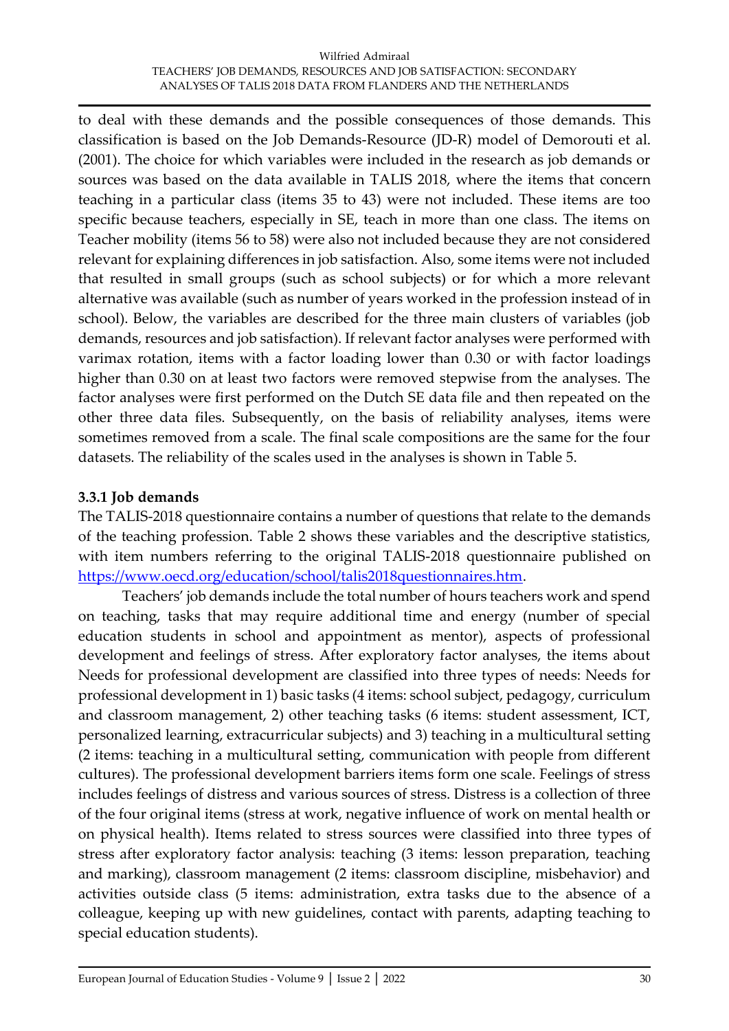to deal with these demands and the possible consequences of those demands. This classification is based on the Job Demands-Resource (JD-R) model of Demorouti et al. (2001). The choice for which variables were included in the research as job demands or sources was based on the data available in TALIS 2018, where the items that concern teaching in a particular class (items 35 to 43) were not included. These items are too specific because teachers, especially in SE, teach in more than one class. The items on Teacher mobility (items 56 to 58) were also not included because they are not considered relevant for explaining differences in job satisfaction. Also, some items were not included that resulted in small groups (such as school subjects) or for which a more relevant alternative was available (such as number of years worked in the profession instead of in school). Below, the variables are described for the three main clusters of variables (job demands, resources and job satisfaction). If relevant factor analyses were performed with varimax rotation, items with a factor loading lower than 0.30 or with factor loadings higher than 0.30 on at least two factors were removed stepwise from the analyses. The factor analyses were first performed on the Dutch SE data file and then repeated on the other three data files. Subsequently, on the basis of reliability analyses, items were sometimes removed from a scale. The final scale compositions are the same for the four datasets. The reliability of the scales used in the analyses is shown in Table 5.

### 3.3.1 Job demands

The TALIS-2018 questionnaire contains a number of questions that relate to the demands of the teaching profession. Table 2 shows these variables and the descriptive statistics, with item numbers referring to the original TALIS-2018 questionnaire published on https://www.oecd.org/education/school/talis2018questionnaires.htm.

Teachers' job demands include the total number of hours teachers work and spend on teaching, tasks that may require additional time and energy (number of special education students in school and appointment as mentor), aspects of professional development and feelings of stress. After exploratory factor analyses, the items about Needs for professional development are classified into three types of needs: Needs for professional development in 1) basic tasks (4 items: school subject, pedagogy, curriculum and classroom management, 2) other teaching tasks (6 items: student assessment, ICT, personalized learning, extracurricular subjects) and 3) teaching in a multicultural setting (2 items: teaching in a multicultural setting, communication with people from different cultures). The professional development barriers items form one scale. Feelings of stress includes feelings of distress and various sources of stress. Distress is a collection of three of the four original items (stress at work, negative influence of work on mental health or on physical health). Items related to stress sources were classified into three types of stress after exploratory factor analysis: teaching (3 items: lesson preparation, teaching and marking), classroom management (2 items: classroom discipline, misbehavior) and activities outside class (5 items: administration, extra tasks due to the absence of a colleague, keeping up with new guidelines, contact with parents, adapting teaching to special education students).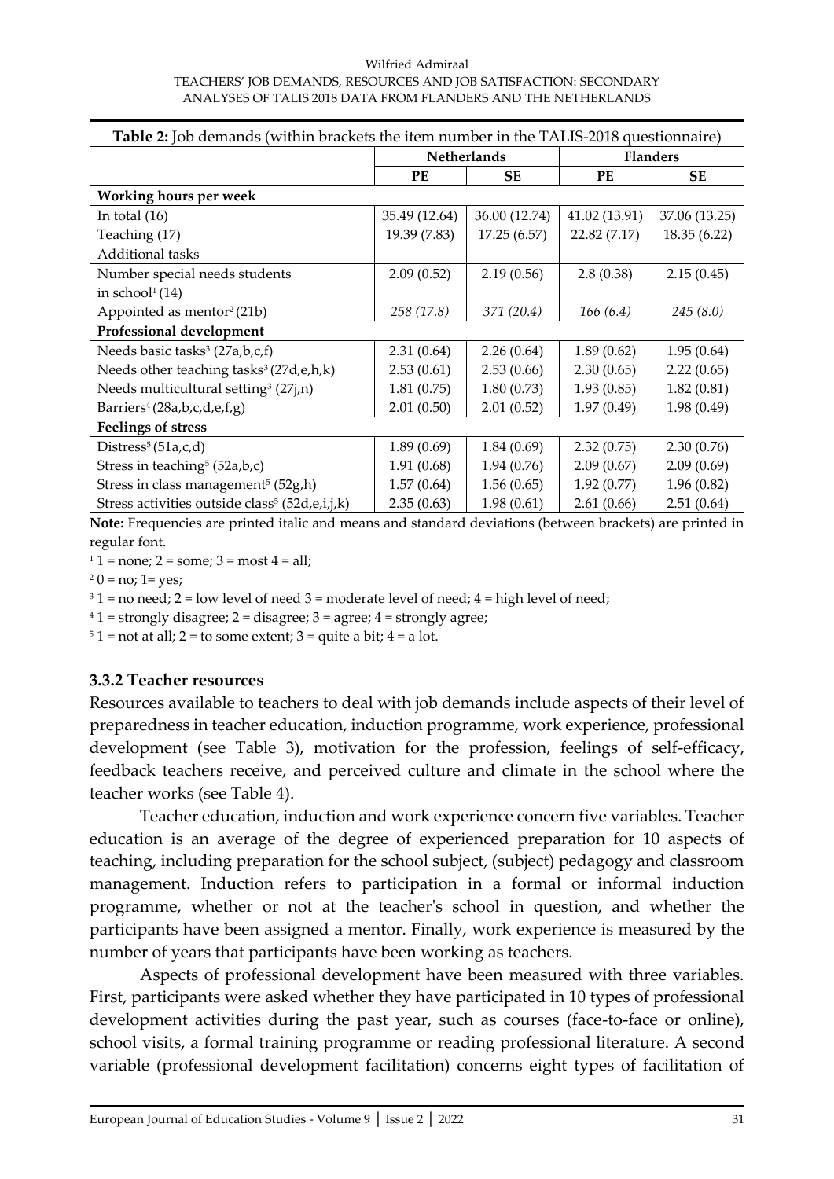**Table 2:** Job demands (within brackets the item number in the TALIS-2018 questionnaire)

| | Netherlands | | Flanders | |
|---|---|---|---|---|
| | **PE** | **SE** | **PE** | **SE** |
| **Working hours per week** | | | | |
| In total (16) | 35.49 (12.64) | 36.00 (12.74) | 41.02 (13.91) | 37.06 (13.25) |
| Teaching (17) | 19.39 (7.83) | 17.25 (6.57) | 22.82 (7.17) | 18.35 (6.22) |
| Additional tasks | | | | |
| Number special needs students in school[1] (14) | 2.09 (0.52) | 2.19 (0.56) | 2.8 (0.38) | 2.15 (0.45) |
| Appointed as mentor[2] (21b) | *258 (17.8)* | *371 (20.4)* | *166 (6.4)* | *245 (8.0)* |
| **Professional development** | | | | |
| Needs basic tasks[3] (27a,b,c,f) | 2.31 (0.64) | 2.26 (0.64) | 1.89 (0.62) | 1.95 (0.64) |
| Needs other teaching tasks[3] (27d,e,h,k) | 2.53 (0.61) | 2.53 (0.66) | 2.30 (0.65) | 2.22 (0.65) |
| Needs multicultural setting[3] (27j,n) | 1.81 (0.75) | 1.80 (0.73) | 1.93 (0.85) | 1.82 (0.81) |
| Barriers[4] (28a,b,c,d,e,f,g) | 2.01 (0.50) | 2.01 (0.52) | 1.97 (0.49) | 1.98 (0.49) |
| **Feelings of stress** | | | | |
| Distress[5] (51a,c,d) | 1.89 (0.69) | 1.84 (0.69) | 2.32 (0.75) | 2.30 (0.76) |
| Stress in teaching[5] (52a,b,c) | 1.91 (0.68) | 1.94 (0.76) | 2.09 (0.67) | 2.09 (0.69) |
| Stress in class management[5] (52g,h) | 1.57 (0.64) | 1.56 (0.65) | 1.92 (0.77) | 1.96 (0.82) |
| Stress activities outside class[5] (52d,e,i,j,k) | 2.35 (0.63) | 1.98 (0.61) | 2.61 (0.66) | 2.51 (0.64) |

**Note:** Frequencies are printed italic and means and standard deviations (between brackets) are printed in regular font.

[1] 1 = none; 2 = some; 3 = most 4 = all;

[2] 0 = no; 1= yes;

[3] 1 = no need; 2 = low level of need 3 = moderate level of need; 4 = high level of need;

[4] 1 = strongly disagree; 2 = disagree; 3 = agree; 4 = strongly agree;

[5] 1 = not at all; 2 = to some extent; 3 = quite a bit; 4 = a lot.

### 3.3.2 Teacher resources

Resources available to teachers to deal with job demands include aspects of their level of preparedness in teacher education, induction programme, work experience, professional development (see Table 3), motivation for the profession, feelings of self-efficacy, feedback teachers receive, and perceived culture and climate in the school where the teacher works (see Table 4).

Teacher education, induction and work experience concern five variables. Teacher education is an average of the degree of experienced preparation for 10 aspects of teaching, including preparation for the school subject, (subject) pedagogy and classroom management. Induction refers to participation in a formal or informal induction programme, whether or not at the teacher's school in question, and whether the participants have been assigned a mentor. Finally, work experience is measured by the number of years that participants have been working as teachers.

Aspects of professional development have been measured with three variables. First, participants were asked whether they have participated in 10 types of professional development activities during the past year, such as courses (face-to-face or online), school visits, a formal training programme or reading professional literature. A second variable (professional development facilitation) concerns eight types of facilitation of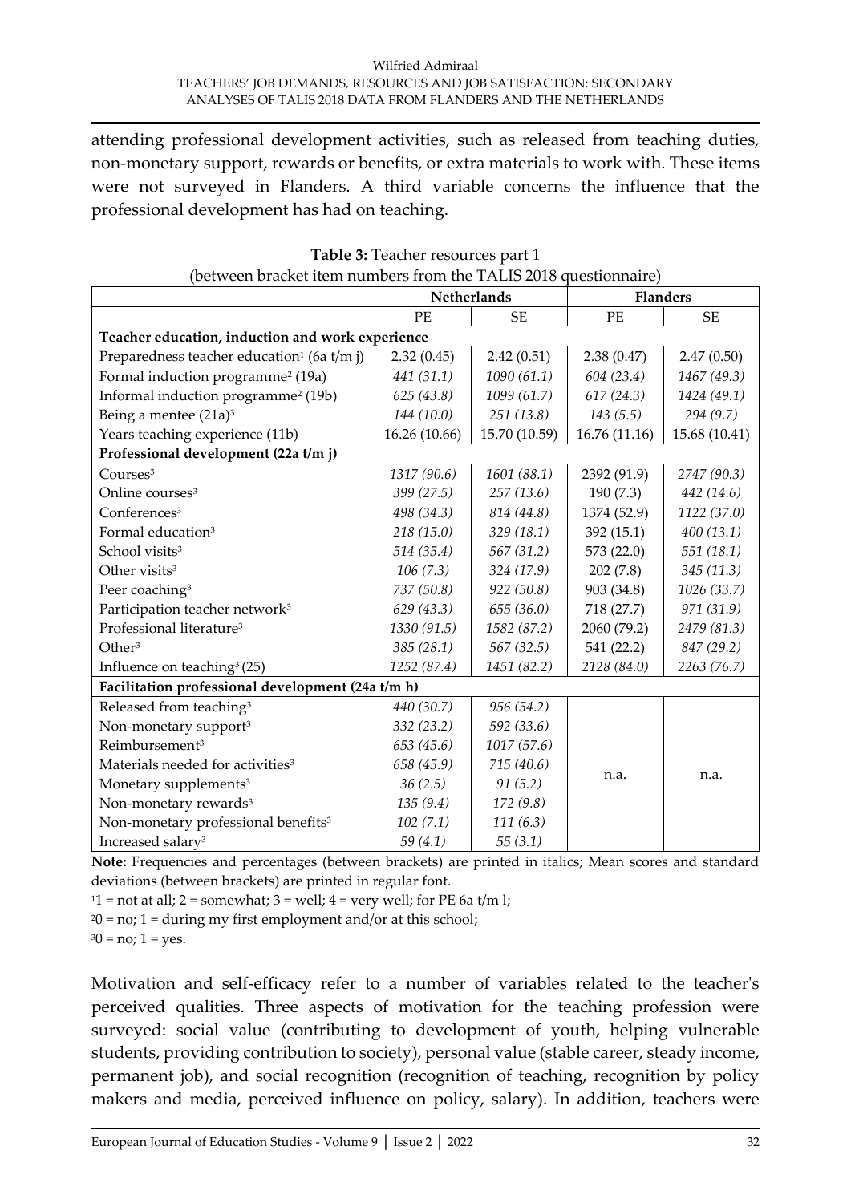attending professional development activities, such as released from teaching duties, non-monetary support, rewards or benefits, or extra materials to work with. These items were not surveyed in Flanders. A third variable concerns the influence that the professional development has had on teaching.

**Table 3:** Teacher resources part 1
(between bracket item numbers from the TALIS 2018 questionnaire)

| | Netherlands | | Flanders | |
|---|---|---|---|---|
| | PE | SE | PE | SE |
| **Teacher education, induction and work experience** | | | | |
| Preparedness teacher education[1] (6a t/m j) | 2.32 (0.45) | 2.42 (0.51) | 2.38 (0.47) | 2.47 (0.50) |
| Formal induction programme[2] (19a) | *441 (31.1)* | *1090 (61.1)* | *604 (23.4)* | *1467 (49.3)* |
| Informal induction programme[2] (19b) | *625 (43.8)* | *1099 (61.7)* | *617 (24.3)* | *1424 (49.1)* |
| Being a mentee (21a)[3] | *144 (10.0)* | *251 (13.8)* | *143 (5.5)* | *294 (9.7)* |
| Years teaching experience (11b) | 16.26 (10.66) | 15.70 (10.59) | 16.76 (11.16) | 15.68 (10.41) |
| **Professional development (22a t/m j)** | | | | |
| Courses[3] | *1317 (90.6)* | *1601 (88.1)* | 2392 (91.9) | *2747 (90.3)* |
| Online courses[3] | *399 (27.5)* | *257 (13.6)* | 190 (7.3) | *442 (14.6)* |
| Conferences[3] | *498 (34.3)* | *814 (44.8)* | 1374 (52.9) | *1122 (37.0)* |
| Formal education[3] | *218 (15.0)* | *329 (18.1)* | 392 (15.1) | *400 (13.1)* |
| School visits[3] | *514 (35.4)* | *567 (31.2)* | 573 (22.0) | *551 (18.1)* |
| Other visits[3] | *106 (7.3)* | *324 (17.9)* | 202 (7.8) | *345 (11.3)* |
| Peer coaching[3] | *737 (50.8)* | *922 (50.8)* | 903 (34.8) | *1026 (33.7)* |
| Participation teacher network[3] | *629 (43.3)* | *655 (36.0)* | 718 (27.7) | *971 (31.9)* |
| Professional literature[3] | *1330 (91.5)* | *1582 (87.2)* | 2060 (79.2) | *2479 (81.3)* |
| Other[3] | *385 (28.1)* | *567 (32.5)* | 541 (22.2) | *847 (29.2)* |
| Influence on teaching[3] (25) | *1252 (87.4)* | *1451 (82.2)* | *2128 (84.0)* | *2263 (76.7)* |
| **Facilitation professional development (24a t/m h)** | | | | |
| Released from teaching[3] | *440 (30.7)* | *956 (54.2)* | n.a. | n.a. |
| Non-monetary support[3] | *332 (23.2)* | *592 (33.6)* | | |
| Reimbursement[3] | *653 (45.6)* | *1017 (57.6)* | | |
| Materials needed for activities[3] | *658 (45.9)* | *715 (40.6)* | | |
| Monetary supplements[3] | *36 (2.5)* | *91 (5.2)* | | |
| Non-monetary rewards[3] | *135 (9.4)* | *172 (9.8)* | | |
| Non-monetary professional benefits[3] | *102 (7.1)* | *111 (6.3)* | | |
| Increased salary[3] | *59 (4.1)* | *55 (3.1)* | | |

**Note:** Frequencies and percentages (between brackets) are printed in italics; Mean scores and standard deviations (between brackets) are printed in regular font.

[1] 1 = not at all; 2 = somewhat; 3 = well; 4 = very well; for PE 6a t/m l;

[2] 0 = no; 1 = during my first employment and/or at this school;

[3] 0 = no; 1 = yes.

Motivation and self-efficacy refer to a number of variables related to the teacher's perceived qualities. Three aspects of motivation for the teaching profession were surveyed: social value (contributing to development of youth, helping vulnerable students, providing contribution to society), personal value (stable career, steady income, permanent job), and social recognition (recognition of teaching, recognition by policy makers and media, perceived influence on policy, salary). In addition, teachers were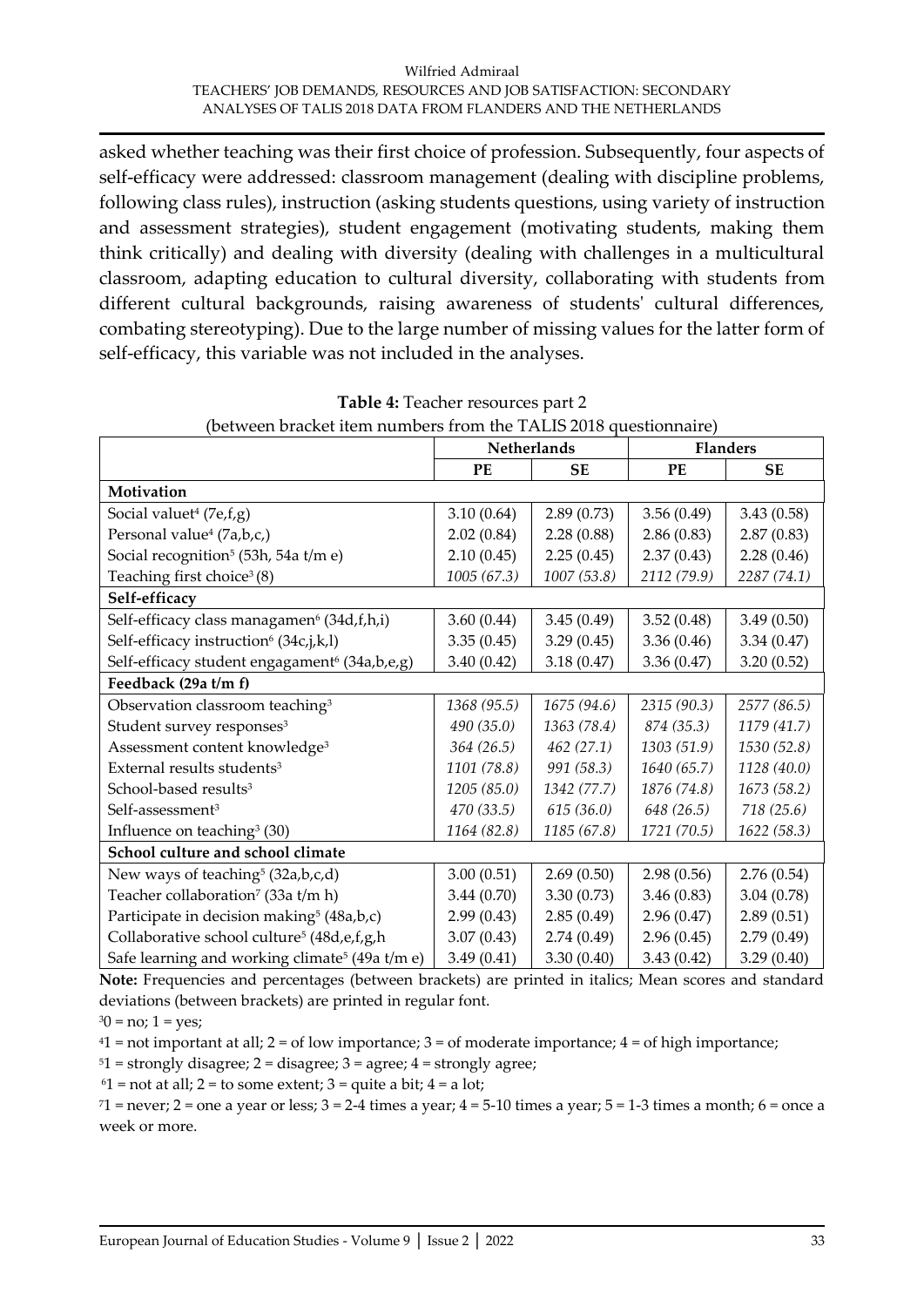asked whether teaching was their first choice of profession. Subsequently, four aspects of self-efficacy were addressed: classroom management (dealing with discipline problems, following class rules), instruction (asking students questions, using variety of instruction and assessment strategies), student engagement (motivating students, making them think critically) and dealing with diversity (dealing with challenges in a multicultural classroom, adapting education to cultural diversity, collaborating with students from different cultural backgrounds, raising awareness of students' cultural differences, combating stereotyping). Due to the large number of missing values for the latter form of self-efficacy, this variable was not included in the analyses.

**Table 4:** Teacher resources part 2
(between bracket item numbers from the TALIS 2018 questionnaire)

| | Netherlands | | Flanders | |
|---|---|---|---|---|
| | **PE** | **SE** | **PE** | **SE** |
| **Motivation** | | | | |
| Social valuet[4] (7e,f,g) | 3.10 (0.64) | 2.89 (0.73) | 3.56 (0.49) | 3.43 (0.58) |
| Personal value[4] (7a,b,c,) | 2.02 (0.84) | 2.28 (0.88) | 2.86 (0.83) | 2.87 (0.83) |
| Social recognition[5] (53h, 54a t/m e) | 2.10 (0.45) | 2.25 (0.45) | 2.37 (0.43) | 2.28 (0.46) |
| Teaching first choice[3] (8) | *1005 (67.3)* | *1007 (53.8)* | *2112 (79.9)* | *2287 (74.1)* |
| **Self-efficacy** | | | | |
| Self-efficacy class managamen[6] (34d,f,h,i) | 3.60 (0.44) | 3.45 (0.49) | 3.52 (0.48) | 3.49 (0.50) |
| Self-efficacy instruction[6] (34c,j,k,l) | 3.35 (0.45) | 3.29 (0.45) | 3.36 (0.46) | 3.34 (0.47) |
| Self-efficacy student engagament[6] (34a,b,e,g) | 3.40 (0.42) | 3.18 (0.47) | 3.36 (0.47) | 3.20 (0.52) |
| **Feedback (29a t/m f)** | | | | |
| Observation classroom teaching[3] | *1368 (95.5)* | *1675 (94.6)* | *2315 (90.3)* | *2577 (86.5)* |
| Student survey responses[3] | *490 (35.0)* | *1363 (78.4)* | *874 (35.3)* | *1179 (41.7)* |
| Assessment content knowledge[3] | *364 (26.5)* | *462 (27.1)* | *1303 (51.9)* | *1530 (52.8)* |
| External results students[3] | *1101 (78.8)* | *991 (58.3)* | *1640 (65.7)* | *1128 (40.0)* |
| School-based results[3] | *1205 (85.0)* | *1342 (77.7)* | *1876 (74.8)* | *1673 (58.2)* |
| Self-assessment[3] | *470 (33.5)* | *615 (36.0)* | *648 (26.5)* | *718 (25.6)* |
| Influence on teaching[3] (30) | *1164 (82.8)* | *1185 (67.8)* | *1721 (70.5)* | *1622 (58.3)* |
| **School culture and school climate** | | | | |
| New ways of teaching[5] (32a,b,c,d) | 3.00 (0.51) | 2.69 (0.50) | 2.98 (0.56) | 2.76 (0.54) |
| Teacher collaboration[7] (33a t/m h) | 3.44 (0.70) | 3.30 (0.73) | 3.46 (0.83) | 3.04 (0.78) |
| Participate in decision making[5] (48a,b,c) | 2.99 (0.43) | 2.85 (0.49) | 2.96 (0.47) | 2.89 (0.51) |
| Collaborative school culture[5] (48d,e,f,g,h | 3.07 (0.43) | 2.74 (0.49) | 2.96 (0.45) | 2.79 (0.49) |
| Safe learning and working climate[5] (49a t/m e) | 3.49 (0.41) | 3.30 (0.40) | 3.43 (0.42) | 3.29 (0.40) |

**Note:** Frequencies and percentages (between brackets) are printed in italics; Mean scores and standard deviations (between brackets) are printed in regular font.

[3]0 = no; 1 = yes;

[4]1 = not important at all; 2 = of low importance; 3 = of moderate importance; 4 = of high importance;

[5]1 = strongly disagree; 2 = disagree; 3 = agree; 4 = strongly agree;

[6]1 = not at all; 2 = to some extent; 3 = quite a bit; 4 = a lot;

[7]1 = never; 2 = one a year or less; 3 = 2-4 times a year; 4 = 5-10 times a year; 5 = 1-3 times a month; 6 = once a week or more.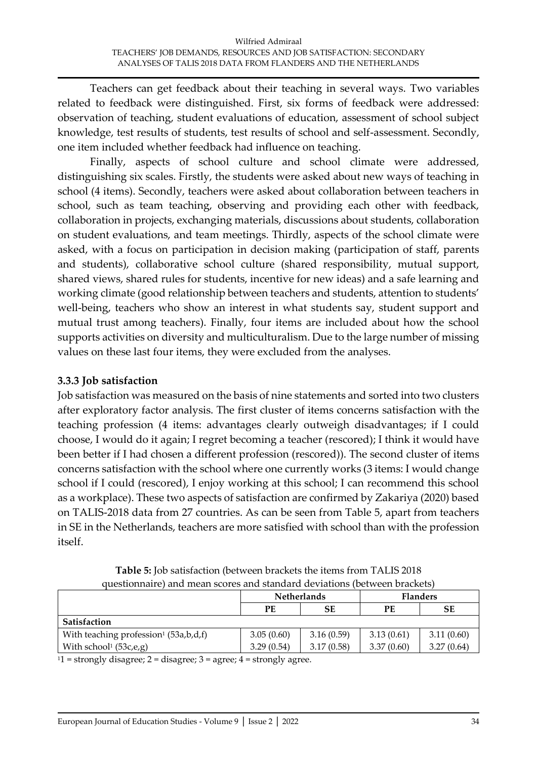Teachers can get feedback about their teaching in several ways. Two variables related to feedback were distinguished. First, six forms of feedback were addressed: observation of teaching, student evaluations of education, assessment of school subject knowledge, test results of students, test results of school and self-assessment. Secondly, one item included whether feedback had influence on teaching.

Finally, aspects of school culture and school climate were addressed, distinguishing six scales. Firstly, the students were asked about new ways of teaching in school (4 items). Secondly, teachers were asked about collaboration between teachers in school, such as team teaching, observing and providing each other with feedback, collaboration in projects, exchanging materials, discussions about students, collaboration on student evaluations, and team meetings. Thirdly, aspects of the school climate were asked, with a focus on participation in decision making (participation of staff, parents and students), collaborative school culture (shared responsibility, mutual support, shared views, shared rules for students, incentive for new ideas) and a safe learning and working climate (good relationship between teachers and students, attention to students' well-being, teachers who show an interest in what students say, student support and mutual trust among teachers). Finally, four items are included about how the school supports activities on diversity and multiculturalism. Due to the large number of missing values on these last four items, they were excluded from the analyses.

### 3.3.3 Job satisfaction

Job satisfaction was measured on the basis of nine statements and sorted into two clusters after exploratory factor analysis. The first cluster of items concerns satisfaction with the teaching profession (4 items: advantages clearly outweigh disadvantages; if I could choose, I would do it again; I regret becoming a teacher (rescored); I think it would have been better if I had chosen a different profession (rescored)). The second cluster of items concerns satisfaction with the school where one currently works (3 items: I would change school if I could (rescored), I enjoy working at this school; I can recommend this school as a workplace). These two aspects of satisfaction are confirmed by Zakariya (2020) based on TALIS-2018 data from 27 countries. As can be seen from Table 5, apart from teachers in SE in the Netherlands, teachers are more satisfied with school than with the profession itself.

**Table 5:** Job satisfaction (between brackets the items from TALIS 2018 questionnaire) and mean scores and standard deviations (between brackets)

| | Netherlands | | Flanders | |
|---|---|---|---|---|
| | **PE** | **SE** | **PE** | **SE** |
| **Satisfaction** | | | | |
| With teaching profession[1] (53a,b,d,f) | 3.05 (0.60) | 3.16 (0.59) | 3.13 (0.61) | 3.11 (0.60) |
| With school[1] (53c,e,g) | 3.29 (0.54) | 3.17 (0.58) | 3.37 (0.60) | 3.27 (0.64) |

[1]1 = strongly disagree; 2 = disagree; 3 = agree; 4 = strongly agree.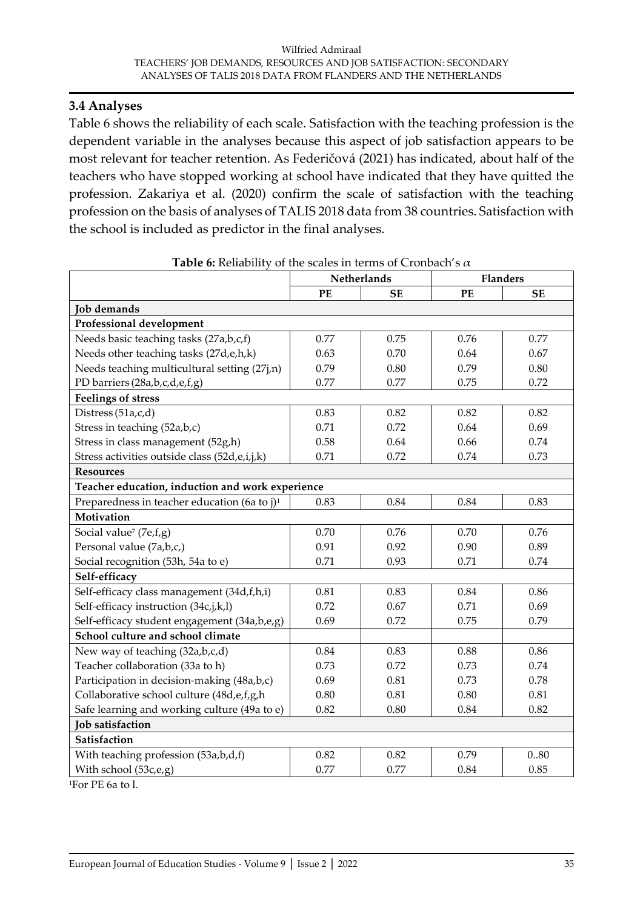### 3.4 Analyses

Table 6 shows the reliability of each scale. Satisfaction with the teaching profession is the dependent variable in the analyses because this aspect of job satisfaction appears to be most relevant for teacher retention. As Federičová (2021) has indicated, about half of the teachers who have stopped working at school have indicated that they have quitted the profession. Zakariya et al. (2020) confirm the scale of satisfaction with the teaching profession on the basis of analyses of TALIS 2018 data from 38 countries. Satisfaction with the school is included as predictor in the final analyses.

**Table 6:** Reliability of the scales in terms of Cronbach's $\alpha$

| | Netherlands | | Flanders | |
|---|---|---|---|---|
| | **PE** | **SE** | **PE** | **SE** |
| **Job demands** | | | | |
| **Professional development** | | | | |
| Needs basic teaching tasks (27a,b,c,f) | 0.77 | 0.75 | 0.76 | 0.77 |
| Needs other teaching tasks (27d,e,h,k) | 0.63 | 0.70 | 0.64 | 0.67 |
| Needs teaching multicultural setting (27j,n) | 0.79 | 0.80 | 0.79 | 0.80 |
| PD barriers (28a,b,c,d,e,f,g) | 0.77 | 0.77 | 0.75 | 0.72 |
| **Feelings of stress** | | | | |
| Distress (51a,c,d) | 0.83 | 0.82 | 0.82 | 0.82 |
| Stress in teaching (52a,b,c) | 0.71 | 0.72 | 0.64 | 0.69 |
| Stress in class management (52g,h) | 0.58 | 0.64 | 0.66 | 0.74 |
| Stress activities outside class (52d,e,i,j,k) | 0.71 | 0.72 | 0.74 | 0.73 |
| **Resources** | | | | |
| **Teacher education, induction and work experience** | | | | |
| Preparedness in teacher education (6a to j)[1] | 0.83 | 0.84 | 0.84 | 0.83 |
| **Motivation** | | | | |
| Social value[7] (7e,f,g) | 0.70 | 0.76 | 0.70 | 0.76 |
| Personal value (7a,b,c,) | 0.91 | 0.92 | 0.90 | 0.89 |
| Social recognition (53h, 54a to e) | 0.71 | 0.93 | 0.71 | 0.74 |
| **Self-efficacy** | | | | |
| Self-efficacy class management (34d,f,h,i) | 0.81 | 0.83 | 0.84 | 0.86 |
| Self-efficacy instruction (34c,j,k,l) | 0.72 | 0.67 | 0.71 | 0.69 |
| Self-efficacy student engagement (34a,b,e,g) | 0.69 | 0.72 | 0.75 | 0.79 |
| **School culture and school climate** | | | | |
| New way of teaching (32a,b,c,d) | 0.84 | 0.83 | 0.88 | 0.86 |
| Teacher collaboration (33a to h) | 0.73 | 0.72 | 0.73 | 0.74 |
| Participation in decision-making (48a,b,c) | 0.69 | 0.81 | 0.73 | 0.78 |
| Collaborative school culture (48d,e,f,g,h | 0.80 | 0.81 | 0.80 | 0.81 |
| Safe learning and working culture (49a to e) | 0.82 | 0.80 | 0.84 | 0.82 |
| **Job satisfaction** | | | | |
| **Satisfaction** | | | | |
| With teaching profession (53a,b,d,f) | 0.82 | 0.82 | 0.79 | 0..80 |
| With school (53c,e,g) | 0.77 | 0.77 | 0.84 | 0.85 |

[1]For PE 6a to l.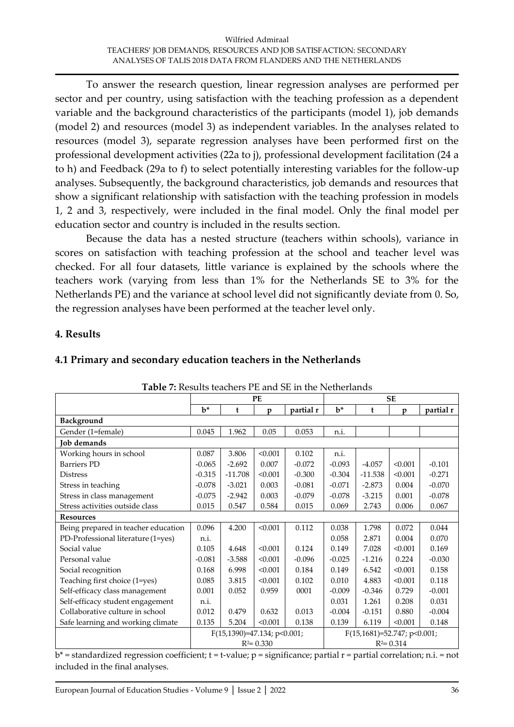To answer the research question, linear regression analyses are performed per sector and per country, using satisfaction with the teaching profession as a dependent variable and the background characteristics of the participants (model 1), job demands (model 2) and resources (model 3) as independent variables. In the analyses related to resources (model 3), separate regression analyses have been performed first on the professional development activities (22a to j), professional development facilitation (24 a to h) and Feedback (29a to f) to select potentially interesting variables for the follow-up analyses. Subsequently, the background characteristics, job demands and resources that show a significant relationship with satisfaction with the teaching profession in models 1, 2 and 3, respectively, were included in the final model. Only the final model per education sector and country is included in the results section.

Because the data has a nested structure (teachers within schools), variance in scores on satisfaction with teaching profession at the school and teacher level was checked. For all four datasets, little variance is explained by the schools where the teachers work (varying from less than 1% for the Netherlands SE to 3% for the Netherlands PE) and the variance at school level did not significantly deviate from 0. So, the regression analyses have been performed at the teacher level only.

## 4. Results

### 4.1 Primary and secondary education teachers in the Netherlands

**Table 7:** Results teachers PE and SE in the Netherlands

| | PE | | | | SE | | | |
|---|---|---|---|---|---|---|---|---|
| | b* | t | p | partial r | b* | t | p | partial r |
| **Background** | | | | | | | | |
| Gender (1=female) | 0.045 | 1.962 | 0.05 | 0.053 | n.i. | | | |
| **Job demands** | | | | | | | | |
| Working hours in school | 0.087 | 3.806 | <0.001 | 0.102 | n.i. | | | |
| Barriers PD | -0.065 | -2.692 | 0.007 | -0.072 | -0.093 | -4.057 | <0.001 | -0.101 |
| Distress | -0.315 | -11.708 | <0.001 | -0.300 | -0.304 | -11.538 | <0.001 | -0.271 |
| Stress in teaching | -0.078 | -3.021 | 0.003 | -0.081 | -0.071 | -2.873 | 0.004 | -0.070 |
| Stress in class management | -0.075 | -2.942 | 0.003 | -0.079 | -0.078 | -3.215 | 0.001 | -0.078 |
| Stress activities outside class | 0.015 | 0.547 | 0.584 | 0.015 | 0.069 | 2.743 | 0.006 | 0.067 |
| **Resources** | | | | | | | | |
| Being prepared in teacher education | 0.096 | 4.200 | <0.001 | 0.112 | 0.038 | 1.798 | 0.072 | 0.044 |
| PD-Professional literature (1=yes) | n.i. | | | | 0.058 | 2.871 | 0.004 | 0.070 |
| Social value | 0.105 | 4.648 | <0.001 | 0.124 | 0.149 | 7.028 | <0.001 | 0.169 |
| Personal value | -0.081 | -3.588 | <0.001 | -0.096 | -0.025 | -1.216 | 0.224 | -0.030 |
| Social recognition | 0.168 | 6.998 | <0.001 | 0.184 | 0.149 | 6.542 | <0.001 | 0.158 |
| Teaching first choice (1=yes) | 0.085 | 3.815 | <0.001 | 0.102 | 0.010 | 4.883 | <0.001 | 0.118 |
| Self-efficacy class management | 0.001 | 0.052 | 0.959 | 0001 | -0.009 | -0.346 | 0.729 | -0.001 |
| Self-efficacy student engagement | n.i. | | | | 0.031 | 1.261 | 0.208 | 0.031 |
| Collaborative culture in school | 0.012 | 0.479 | 0.632 | 0.013 | -0.004 | -0.151 | 0.880 | -0.004 |
| Safe learning and working climate | 0.135 | 5.204 | <0.001 | 0.138 | 0.139 | 6.119 | <0.001 | 0.148 |
| | $F(15,1390)=47.134$; $p<0.001$; $R^2=0.330$ | | | | $F(15,1681)=52.747$; $p<0.001$; $R^2=0.314$ | | | |

b* = standardized regression coefficient; t = t-value; p = significance; partial r = partial correlation; n.i. = not included in the final analyses.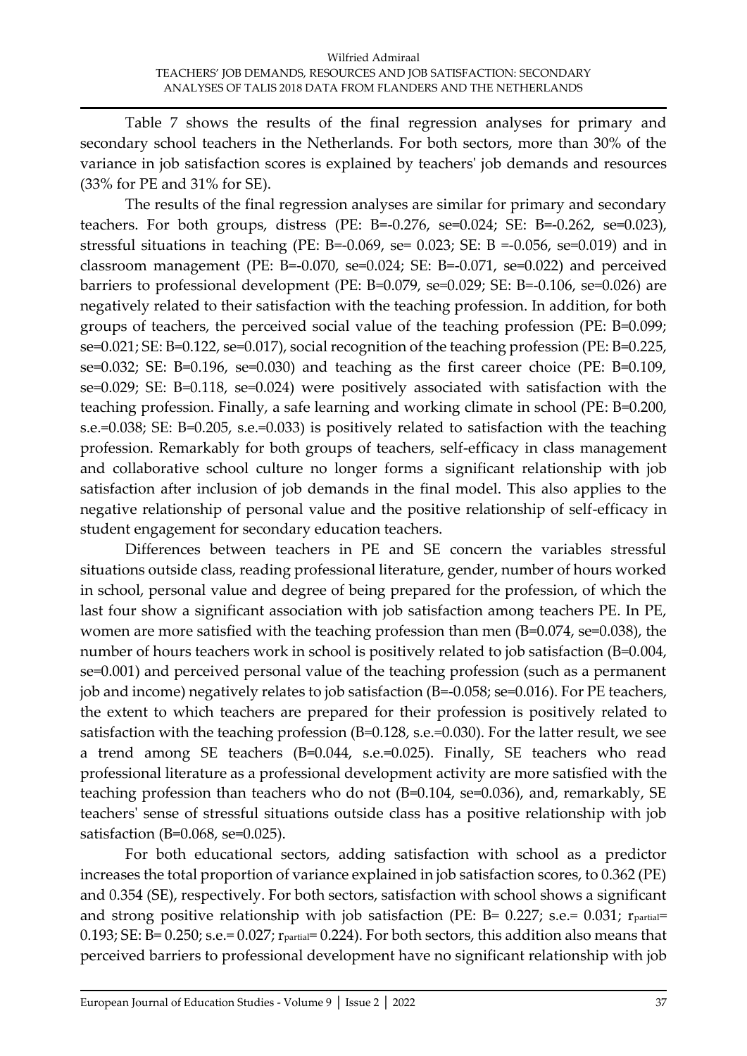Table 7 shows the results of the final regression analyses for primary and secondary school teachers in the Netherlands. For both sectors, more than 30% of the variance in job satisfaction scores is explained by teachers' job demands and resources (33% for PE and 31% for SE).

The results of the final regression analyses are similar for primary and secondary teachers. For both groups, distress (PE: B=-0.276, se=0.024; SE: B=-0.262, se=0.023), stressful situations in teaching (PE: B=-0.069, se= 0.023; SE: B =-0.056, se=0.019) and in classroom management (PE: B=-0.070, se=0.024; SE: B=-0.071, se=0.022) and perceived barriers to professional development (PE: B=0.079, se=0.029; SE: B=-0.106, se=0.026) are negatively related to their satisfaction with the teaching profession. In addition, for both groups of teachers, the perceived social value of the teaching profession (PE: B=0.099; se=0.021; SE: B=0.122, se=0.017), social recognition of the teaching profession (PE: B=0.225, se=0.032; SE: B=0.196, se=0.030) and teaching as the first career choice (PE: B=0.109, se=0.029; SE: B=0.118, se=0.024) were positively associated with satisfaction with the teaching profession. Finally, a safe learning and working climate in school (PE: B=0.200, s.e.=0.038; SE: B=0.205, s.e.=0.033) is positively related to satisfaction with the teaching profession. Remarkably for both groups of teachers, self-efficacy in class management and collaborative school culture no longer forms a significant relationship with job satisfaction after inclusion of job demands in the final model. This also applies to the negative relationship of personal value and the positive relationship of self-efficacy in student engagement for secondary education teachers.

Differences between teachers in PE and SE concern the variables stressful situations outside class, reading professional literature, gender, number of hours worked in school, personal value and degree of being prepared for the profession, of which the last four show a significant association with job satisfaction among teachers PE. In PE, women are more satisfied with the teaching profession than men (B=0.074, se=0.038), the number of hours teachers work in school is positively related to job satisfaction (B=0.004, se=0.001) and perceived personal value of the teaching profession (such as a permanent job and income) negatively relates to job satisfaction (B=-0.058; se=0.016). For PE teachers, the extent to which teachers are prepared for their profession is positively related to satisfaction with the teaching profession (B=0.128, s.e.=0.030). For the latter result, we see a trend among SE teachers (B=0.044, s.e.=0.025). Finally, SE teachers who read professional literature as a professional development activity are more satisfied with the teaching profession than teachers who do not (B=0.104, se=0.036), and, remarkably, SE teachers' sense of stressful situations outside class has a positive relationship with job satisfaction (B=0.068, se=0.025).

For both educational sectors, adding satisfaction with school as a predictor increases the total proportion of variance explained in job satisfaction scores, to 0.362 (PE) and 0.354 (SE), respectively. For both sectors, satisfaction with school shows a significant and strong positive relationship with job satisfaction (PE: B= 0.227; s.e.= 0.031; $r_{partial}$= 0.193; SE: B= 0.250; s.e.= 0.027; $r_{partial}$= 0.224). For both sectors, this addition also means that perceived barriers to professional development have no significant relationship with job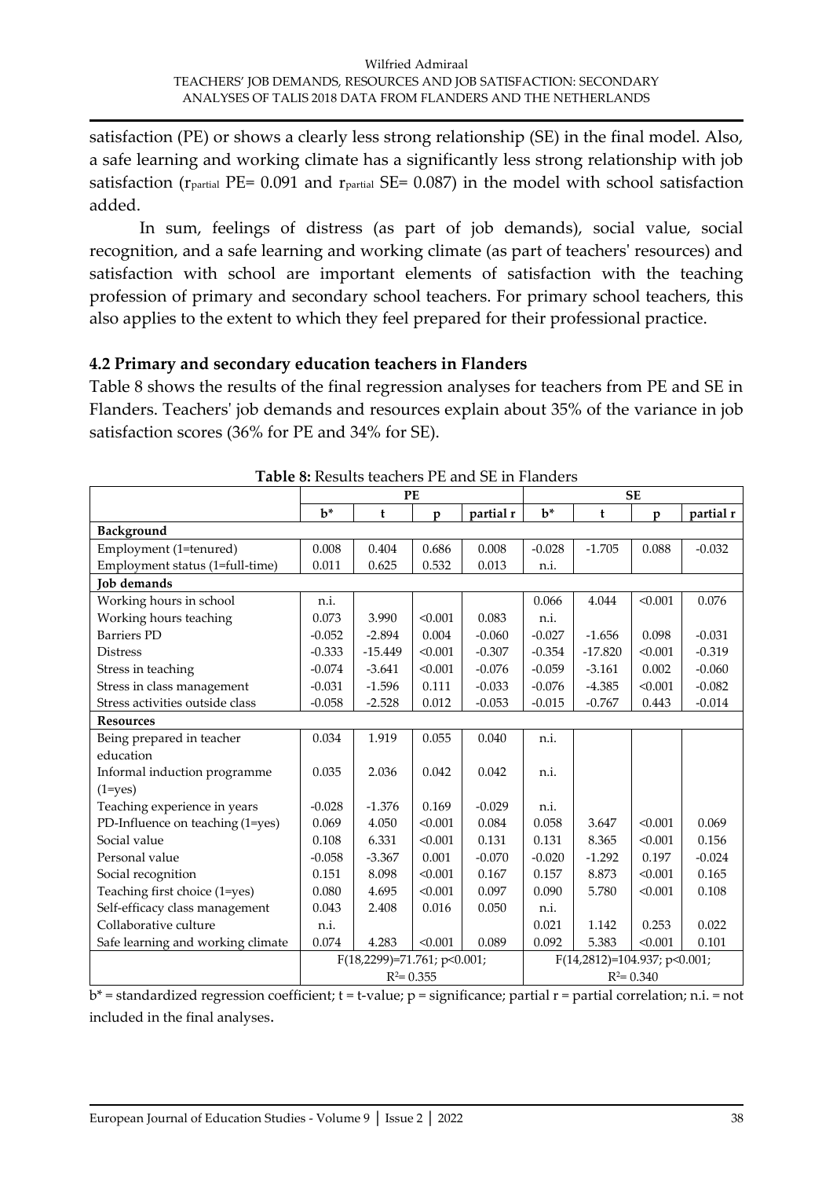satisfaction (PE) or shows a clearly less strong relationship (SE) in the final model. Also, a safe learning and working climate has a significantly less strong relationship with job satisfaction ($r_{partial}$ PE= 0.091 and $r_{partial}$ SE= 0.087) in the model with school satisfaction added.

In sum, feelings of distress (as part of job demands), social value, social recognition, and a safe learning and working climate (as part of teachers' resources) and satisfaction with school are important elements of satisfaction with the teaching profession of primary and secondary school teachers. For primary school teachers, this also applies to the extent to which they feel prepared for their professional practice.

## 4.2 Primary and secondary education teachers in Flanders

Table 8 shows the results of the final regression analyses for teachers from PE and SE in Flanders. Teachers' job demands and resources explain about 35% of the variance in job satisfaction scores (36% for PE and 34% for SE).

**Table 8:** Results teachers PE and SE in Flanders

| | PE | | | | SE | | | |
|---|---|---|---|---|---|---|---|---|
| | b* | t | p | partial r | b* | t | p | partial r |
| **Background** | | | | | | | | |
| Employment (1=tenured) | 0.008 | 0.404 | 0.686 | 0.008 | -0.028 | -1.705 | 0.088 | -0.032 |
| Employment status (1=full-time) | 0.011 | 0.625 | 0.532 | 0.013 | n.i. | | | |
| **Job demands** | | | | | | | | |
| Working hours in school | n.i. | | | | 0.066 | 4.044 | <0.001 | 0.076 |
| Working hours teaching | 0.073 | 3.990 | <0.001 | 0.083 | n.i. | | | |
| Barriers PD | -0.052 | -2.894 | 0.004 | -0.060 | -0.027 | -1.656 | 0.098 | -0.031 |
| Distress | -0.333 | -15.449 | <0.001 | -0.307 | -0.354 | -17.820 | <0.001 | -0.319 |
| Stress in teaching | -0.074 | -3.641 | <0.001 | -0.076 | -0.059 | -3.161 | 0.002 | -0.060 |
| Stress in class management | -0.031 | -1.596 | 0.111 | -0.033 | -0.076 | -4.385 | <0.001 | -0.082 |
| Stress activities outside class | -0.058 | -2.528 | 0.012 | -0.053 | -0.015 | -0.767 | 0.443 | -0.014 |
| **Resources** | | | | | | | | |
| Being prepared in teacher education | 0.034 | 1.919 | 0.055 | 0.040 | n.i. | | | |
| Informal induction programme (1=yes) | 0.035 | 2.036 | 0.042 | 0.042 | n.i. | | | |
| Teaching experience in years | -0.028 | -1.376 | 0.169 | -0.029 | n.i. | | | |
| PD-Influence on teaching (1=yes) | 0.069 | 4.050 | <0.001 | 0.084 | 0.058 | 3.647 | <0.001 | 0.069 |
| Social value | 0.108 | 6.331 | <0.001 | 0.131 | 0.131 | 8.365 | <0.001 | 0.156 |
| Personal value | -0.058 | -3.367 | 0.001 | -0.070 | -0.020 | -1.292 | 0.197 | -0.024 |
| Social recognition | 0.151 | 8.098 | <0.001 | 0.167 | 0.157 | 8.873 | <0.001 | 0.165 |
| Teaching first choice (1=yes) | 0.080 | 4.695 | <0.001 | 0.097 | 0.090 | 5.780 | <0.001 | 0.108 |
| Self-efficacy class management | 0.043 | 2.408 | 0.016 | 0.050 | n.i. | | | |
| Collaborative culture | n.i. | | | | 0.021 | 1.142 | 0.253 | 0.022 |
| Safe learning and working climate | 0.074 | 4.283 | <0.001 | 0.089 | 0.092 | 5.383 | <0.001 | 0.101 |
| | $F(18,2299)=71.761$; $p<0.001$; $R^2= 0.355$ | | | | $F(14,2812)=104.937$; $p<0.001$; $R^2= 0.340$ | | | |

b* = standardized regression coefficient; t = t-value; p = significance; partial r = partial correlation; n.i. = not included in the final analyses.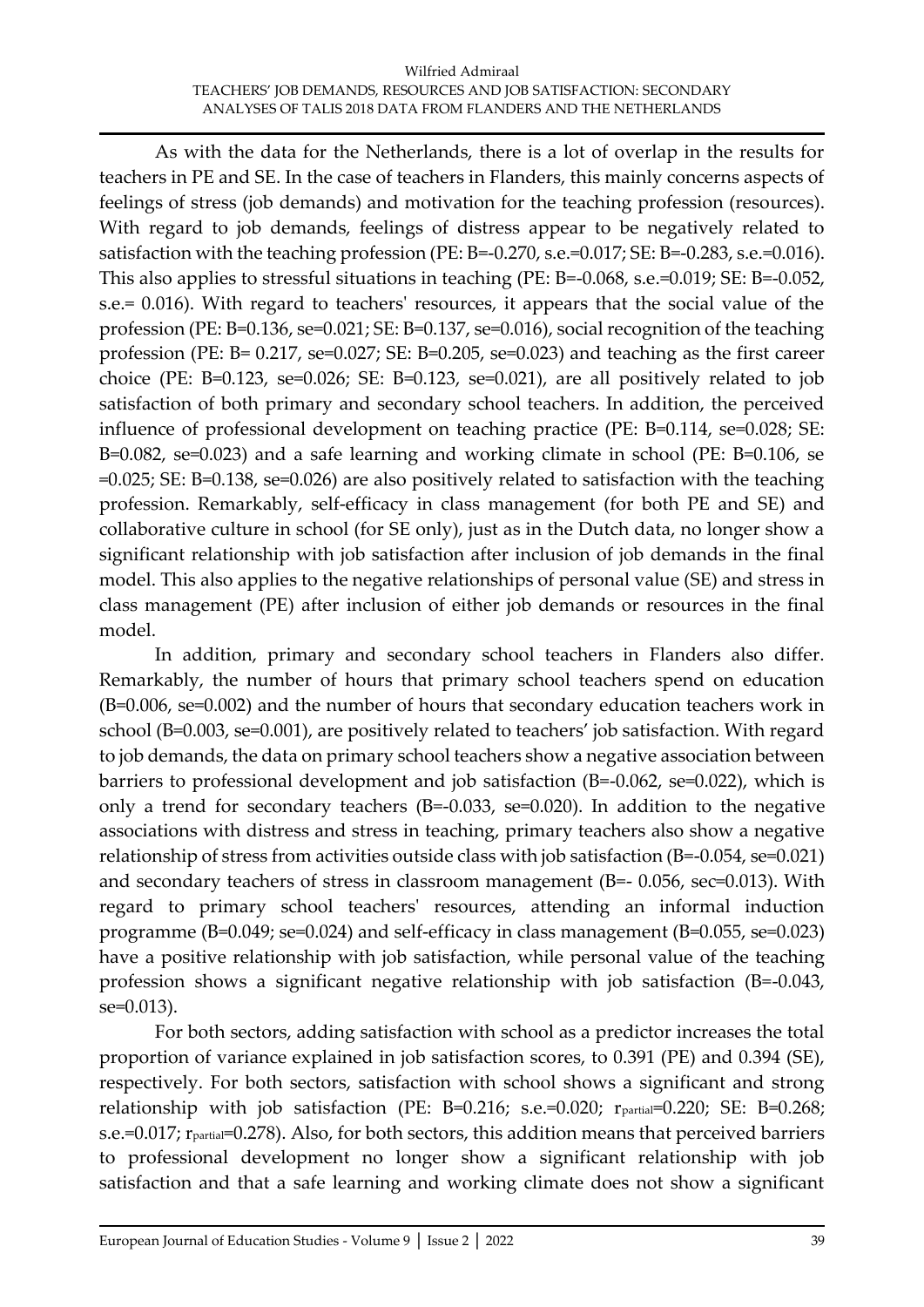As with the data for the Netherlands, there is a lot of overlap in the results for teachers in PE and SE. In the case of teachers in Flanders, this mainly concerns aspects of feelings of stress (job demands) and motivation for the teaching profession (resources). With regard to job demands, feelings of distress appear to be negatively related to satisfaction with the teaching profession (PE: B=-0.270, s.e.=0.017; SE: B=-0.283, s.e.=0.016). This also applies to stressful situations in teaching (PE: B=-0.068, s.e.=0.019; SE: B=-0.052, s.e.= 0.016). With regard to teachers' resources, it appears that the social value of the profession (PE: B=0.136, se=0.021; SE: B=0.137, se=0.016), social recognition of the teaching profession (PE: B= 0.217, se=0.027; SE: B=0.205, se=0.023) and teaching as the first career choice (PE: B=0.123, se=0.026; SE: B=0.123, se=0.021), are all positively related to job satisfaction of both primary and secondary school teachers. In addition, the perceived influence of professional development on teaching practice (PE: B=0.114, se=0.028; SE: B=0.082, se=0.023) and a safe learning and working climate in school (PE: B=0.106, se =0.025; SE: B=0.138, se=0.026) are also positively related to satisfaction with the teaching profession. Remarkably, self-efficacy in class management (for both PE and SE) and collaborative culture in school (for SE only), just as in the Dutch data, no longer show a significant relationship with job satisfaction after inclusion of job demands in the final model. This also applies to the negative relationships of personal value (SE) and stress in class management (PE) after inclusion of either job demands or resources in the final model.

In addition, primary and secondary school teachers in Flanders also differ. Remarkably, the number of hours that primary school teachers spend on education (B=0.006, se=0.002) and the number of hours that secondary education teachers work in school (B=0.003, se=0.001), are positively related to teachers' job satisfaction. With regard to job demands, the data on primary school teachers show a negative association between barriers to professional development and job satisfaction (B=-0.062, se=0.022), which is only a trend for secondary teachers (B=-0.033, se=0.020). In addition to the negative associations with distress and stress in teaching, primary teachers also show a negative relationship of stress from activities outside class with job satisfaction (B=-0.054, se=0.021) and secondary teachers of stress in classroom management (B=- 0.056, sec=0.013). With regard to primary school teachers' resources, attending an informal induction programme (B=0.049; se=0.024) and self-efficacy in class management (B=0.055, se=0.023) have a positive relationship with job satisfaction, while personal value of the teaching profession shows a significant negative relationship with job satisfaction (B=-0.043, se=0.013).

For both sectors, adding satisfaction with school as a predictor increases the total proportion of variance explained in job satisfaction scores, to 0.391 (PE) and 0.394 (SE), respectively. For both sectors, satisfaction with school shows a significant and strong relationship with job satisfaction (PE: B=0.216; s.e.=0.020; $r_{partial}$=0.220; SE: B=0.268; s.e.=0.017; $r_{partial}$=0.278). Also, for both sectors, this addition means that perceived barriers to professional development no longer show a significant relationship with job satisfaction and that a safe learning and working climate does not show a significant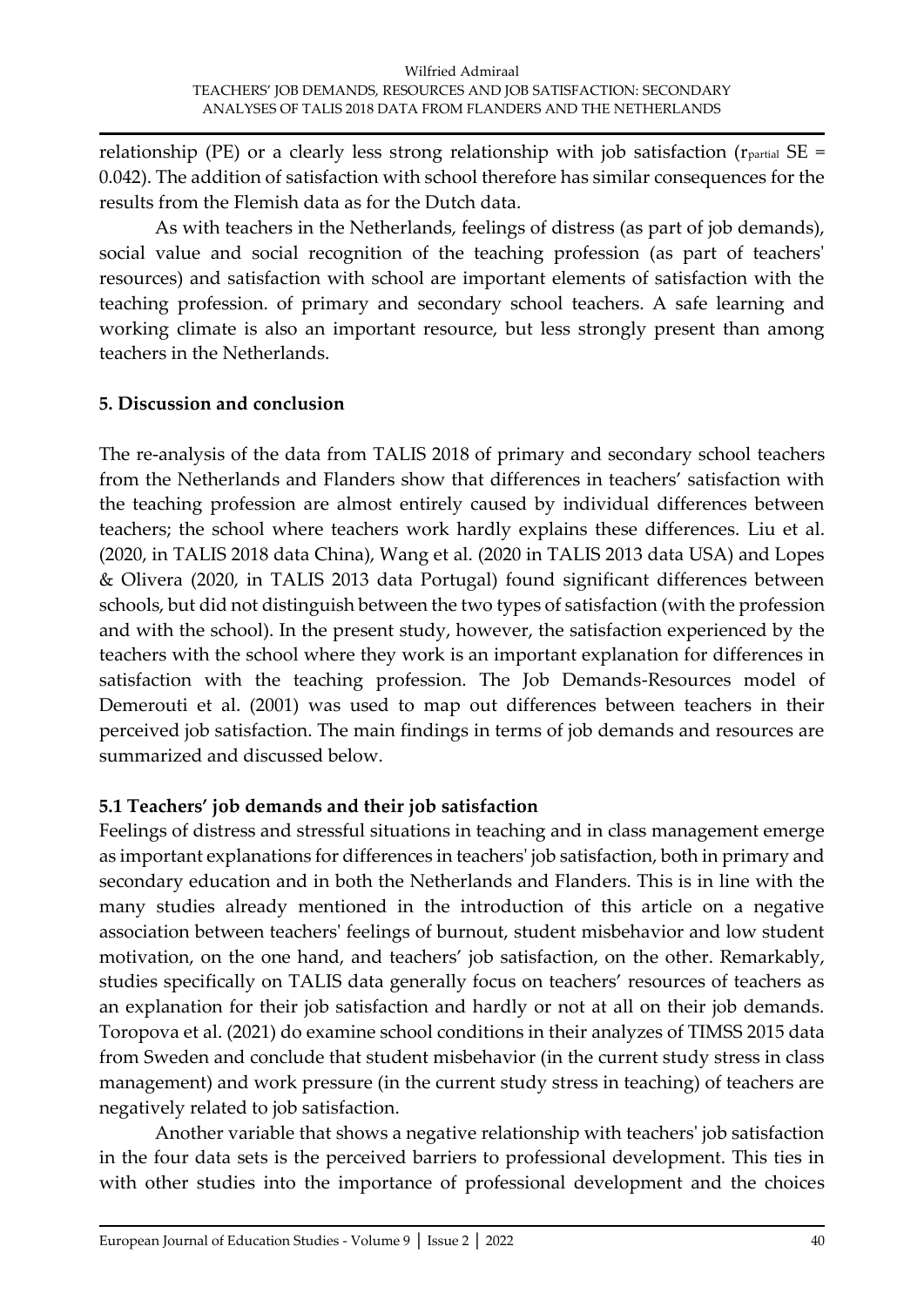relationship (PE) or a clearly less strong relationship with job satisfaction ($r_{partial}$ SE = 0.042). The addition of satisfaction with school therefore has similar consequences for the results from the Flemish data as for the Dutch data.

As with teachers in the Netherlands, feelings of distress (as part of job demands), social value and social recognition of the teaching profession (as part of teachers' resources) and satisfaction with school are important elements of satisfaction with the teaching profession. of primary and secondary school teachers. A safe learning and working climate is also an important resource, but less strongly present than among teachers in the Netherlands.

## 5. Discussion and conclusion

The re-analysis of the data from TALIS 2018 of primary and secondary school teachers from the Netherlands and Flanders show that differences in teachers' satisfaction with the teaching profession are almost entirely caused by individual differences between teachers; the school where teachers work hardly explains these differences. Liu et al. (2020, in TALIS 2018 data China), Wang et al. (2020 in TALIS 2013 data USA) and Lopes & Olivera (2020, in TALIS 2013 data Portugal) found significant differences between schools, but did not distinguish between the two types of satisfaction (with the profession and with the school). In the present study, however, the satisfaction experienced by the teachers with the school where they work is an important explanation for differences in satisfaction with the teaching profession. The Job Demands-Resources model of Demerouti et al. (2001) was used to map out differences between teachers in their perceived job satisfaction. The main findings in terms of job demands and resources are summarized and discussed below.

### 5.1 Teachers' job demands and their job satisfaction

Feelings of distress and stressful situations in teaching and in class management emerge as important explanations for differences in teachers' job satisfaction, both in primary and secondary education and in both the Netherlands and Flanders. This is in line with the many studies already mentioned in the introduction of this article on a negative association between teachers' feelings of burnout, student misbehavior and low student motivation, on the one hand, and teachers' job satisfaction, on the other. Remarkably, studies specifically on TALIS data generally focus on teachers' resources of teachers as an explanation for their job satisfaction and hardly or not at all on their job demands. Toropova et al. (2021) do examine school conditions in their analyzes of TIMSS 2015 data from Sweden and conclude that student misbehavior (in the current study stress in class management) and work pressure (in the current study stress in teaching) of teachers are negatively related to job satisfaction.

Another variable that shows a negative relationship with teachers' job satisfaction in the four data sets is the perceived barriers to professional development. This ties in with other studies into the importance of professional development and the choices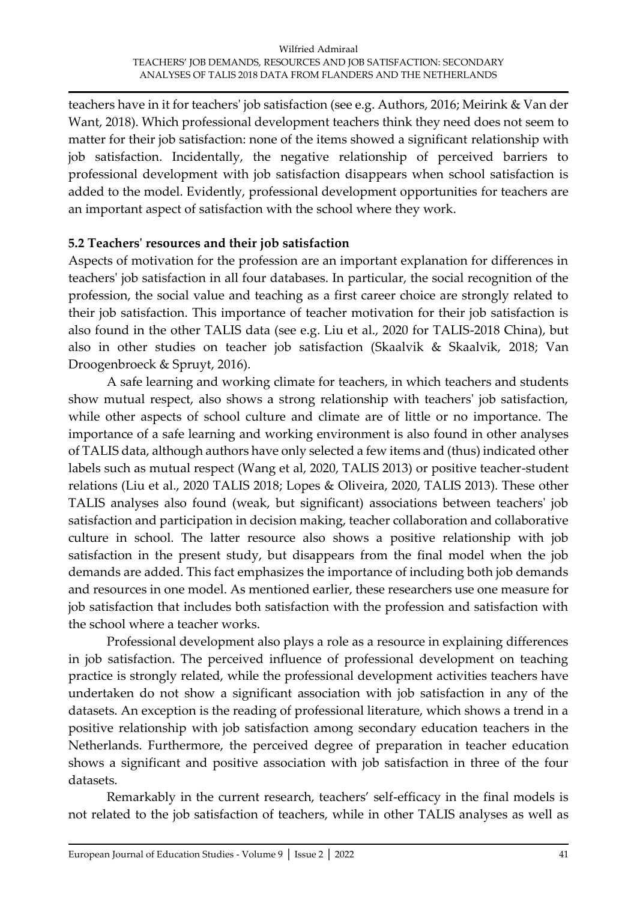teachers have in it for teachers' job satisfaction (see e.g. Authors, 2016; Meirink & Van der Want, 2018). Which professional development teachers think they need does not seem to matter for their job satisfaction: none of the items showed a significant relationship with job satisfaction. Incidentally, the negative relationship of perceived barriers to professional development with job satisfaction disappears when school satisfaction is added to the model. Evidently, professional development opportunities for teachers are an important aspect of satisfaction with the school where they work.

### 5.2 Teachers' resources and their job satisfaction

Aspects of motivation for the profession are an important explanation for differences in teachers' job satisfaction in all four databases. In particular, the social recognition of the profession, the social value and teaching as a first career choice are strongly related to their job satisfaction. This importance of teacher motivation for their job satisfaction is also found in the other TALIS data (see e.g. Liu et al., 2020 for TALIS-2018 China), but also in other studies on teacher job satisfaction (Skaalvik & Skaalvik, 2018; Van Droogenbroeck & Spruyt, 2016).

A safe learning and working climate for teachers, in which teachers and students show mutual respect, also shows a strong relationship with teachers' job satisfaction, while other aspects of school culture and climate are of little or no importance. The importance of a safe learning and working environment is also found in other analyses of TALIS data, although authors have only selected a few items and (thus) indicated other labels such as mutual respect (Wang et al, 2020, TALIS 2013) or positive teacher-student relations (Liu et al., 2020 TALIS 2018; Lopes & Oliveira, 2020, TALIS 2013). These other TALIS analyses also found (weak, but significant) associations between teachers' job satisfaction and participation in decision making, teacher collaboration and collaborative culture in school. The latter resource also shows a positive relationship with job satisfaction in the present study, but disappears from the final model when the job demands are added. This fact emphasizes the importance of including both job demands and resources in one model. As mentioned earlier, these researchers use one measure for job satisfaction that includes both satisfaction with the profession and satisfaction with the school where a teacher works.

Professional development also plays a role as a resource in explaining differences in job satisfaction. The perceived influence of professional development on teaching practice is strongly related, while the professional development activities teachers have undertaken do not show a significant association with job satisfaction in any of the datasets. An exception is the reading of professional literature, which shows a trend in a positive relationship with job satisfaction among secondary education teachers in the Netherlands. Furthermore, the perceived degree of preparation in teacher education shows a significant and positive association with job satisfaction in three of the four datasets.

Remarkably in the current research, teachers' self-efficacy in the final models is not related to the job satisfaction of teachers, while in other TALIS analyses as well as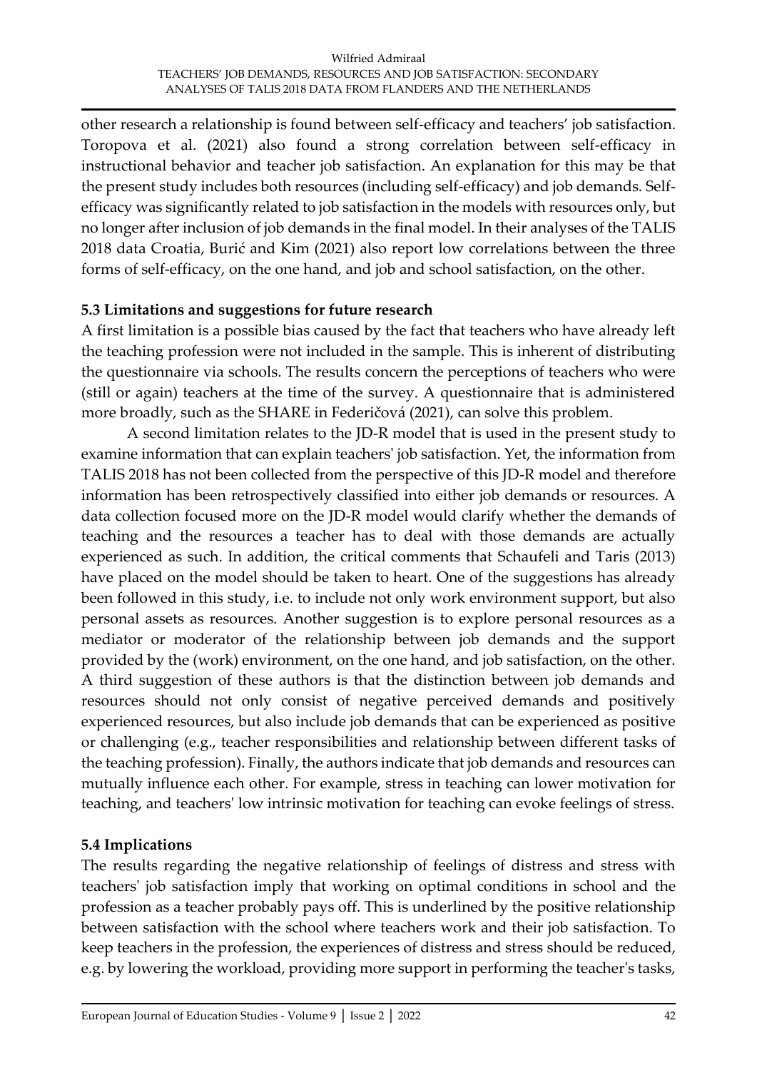other research a relationship is found between self-efficacy and teachers' job satisfaction. Toropova et al. (2021) also found a strong correlation between self-efficacy in instructional behavior and teacher job satisfaction. An explanation for this may be that the present study includes both resources (including self-efficacy) and job demands. Self-efficacy was significantly related to job satisfaction in the models with resources only, but no longer after inclusion of job demands in the final model. In their analyses of the TALIS 2018 data Croatia, Burić and Kim (2021) also report low correlations between the three forms of self-efficacy, on the one hand, and job and school satisfaction, on the other.

### 5.3 Limitations and suggestions for future research

A first limitation is a possible bias caused by the fact that teachers who have already left the teaching profession were not included in the sample. This is inherent of distributing the questionnaire via schools. The results concern the perceptions of teachers who were (still or again) teachers at the time of the survey. A questionnaire that is administered more broadly, such as the SHARE in Federičová (2021), can solve this problem.

A second limitation relates to the JD-R model that is used in the present study to examine information that can explain teachers' job satisfaction. Yet, the information from TALIS 2018 has not been collected from the perspective of this JD-R model and therefore information has been retrospectively classified into either job demands or resources. A data collection focused more on the JD-R model would clarify whether the demands of teaching and the resources a teacher has to deal with those demands are actually experienced as such. In addition, the critical comments that Schaufeli and Taris (2013) have placed on the model should be taken to heart. One of the suggestions has already been followed in this study, i.e. to include not only work environment support, but also personal assets as resources. Another suggestion is to explore personal resources as a mediator or moderator of the relationship between job demands and the support provided by the (work) environment, on the one hand, and job satisfaction, on the other. A third suggestion of these authors is that the distinction between job demands and resources should not only consist of negative perceived demands and positively experienced resources, but also include job demands that can be experienced as positive or challenging (e.g., teacher responsibilities and relationship between different tasks of the teaching profession). Finally, the authors indicate that job demands and resources can mutually influence each other. For example, stress in teaching can lower motivation for teaching, and teachers' low intrinsic motivation for teaching can evoke feelings of stress.

### 5.4 Implications

The results regarding the negative relationship of feelings of distress and stress with teachers' job satisfaction imply that working on optimal conditions in school and the profession as a teacher probably pays off. This is underlined by the positive relationship between satisfaction with the school where teachers work and their job satisfaction. To keep teachers in the profession, the experiences of distress and stress should be reduced, e.g. by lowering the workload, providing more support in performing the teacher's tasks,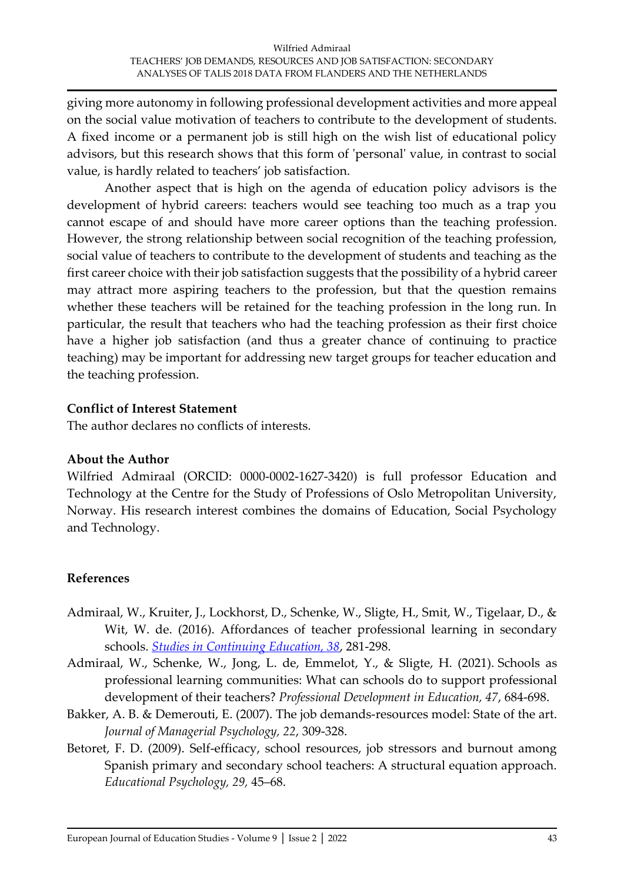giving more autonomy in following professional development activities and more appeal on the social value motivation of teachers to contribute to the development of students. A fixed income or a permanent job is still high on the wish list of educational policy advisors, but this research shows that this form of 'personal' value, in contrast to social value, is hardly related to teachers' job satisfaction.

Another aspect that is high on the agenda of education policy advisors is the development of hybrid careers: teachers would see teaching too much as a trap you cannot escape of and should have more career options than the teaching profession. However, the strong relationship between social recognition of the teaching profession, social value of teachers to contribute to the development of students and teaching as the first career choice with their job satisfaction suggests that the possibility of a hybrid career may attract more aspiring teachers to the profession, but that the question remains whether these teachers will be retained for the teaching profession in the long run. In particular, the result that teachers who had the teaching profession as their first choice have a higher job satisfaction (and thus a greater chance of continuing to practice teaching) may be important for addressing new target groups for teacher education and the teaching profession.

**Conflict of Interest Statement**

The author declares no conflicts of interests.

**About the Author**

Wilfried Admiraal (ORCID: 0000-0002-1627-3420) is full professor Education and Technology at the Centre for the Study of Professions of Oslo Metropolitan University, Norway. His research interest combines the domains of Education, Social Psychology and Technology.

**References**

Admiraal, W., Kruiter, J., Lockhorst, D., Schenke, W., Sligte, H., Smit, W., Tigelaar, D., & Wit, W. de. (2016). Affordances of teacher professional learning in secondary schools. *Studies in Continuing Education, 38*, 281-298.

Admiraal, W., Schenke, W., Jong, L. de, Emmelot, Y., & Sligte, H. (2021). Schools as professional learning communities: What can schools do to support professional development of their teachers? *Professional Development in Education, 47*, 684-698.

Bakker, A. B. & Demerouti, E. (2007). The job demands-resources model: State of the art. *Journal of Managerial Psychology, 22*, 309-328.

Betoret, F. D. (2009). Self-efficacy, school resources, job stressors and burnout among Spanish primary and secondary school teachers: A structural equation approach. *Educational Psychology, 29*, 45–68.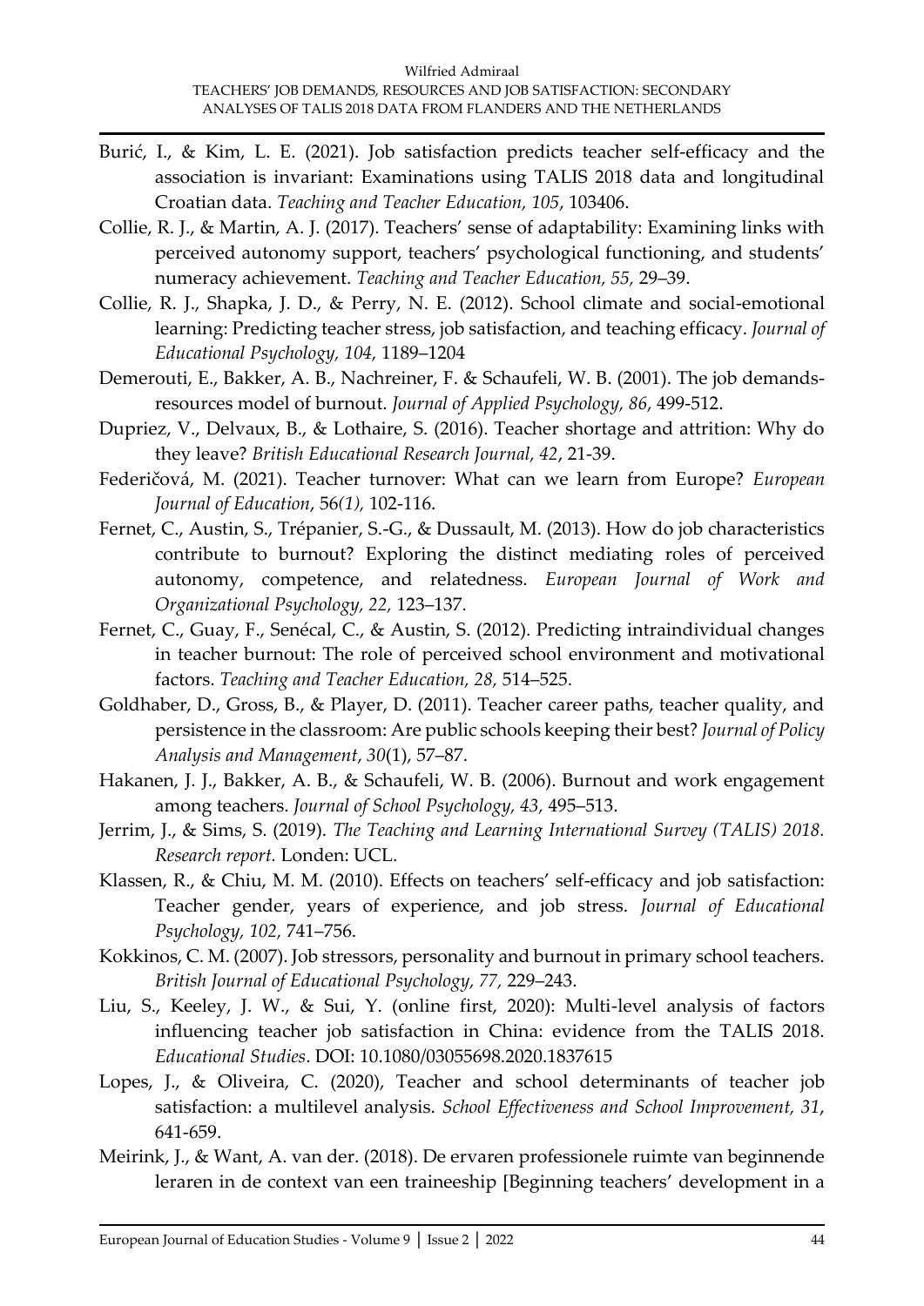Burić, I., & Kim, L. E. (2021). Job satisfaction predicts teacher self-efficacy and the association is invariant: Examinations using TALIS 2018 data and longitudinal Croatian data. *Teaching and Teacher Education, 105*, 103406.

Collie, R. J., & Martin, A. J. (2017). Teachers' sense of adaptability: Examining links with perceived autonomy support, teachers' psychological functioning, and students' numeracy achievement. *Teaching and Teacher Education, 55,* 29–39.

Collie, R. J., Shapka, J. D., & Perry, N. E. (2012). School climate and social-emotional learning: Predicting teacher stress, job satisfaction, and teaching efficacy. *Journal of Educational Psychology, 104,* 1189–1204

Demerouti, E., Bakker, A. B., Nachreiner, F. & Schaufeli, W. B. (2001). The job demands-resources model of burnout. *Journal of Applied Psychology, 86*, 499-512.

Dupriez, V., Delvaux, B., & Lothaire, S. (2016). Teacher shortage and attrition: Why do they leave? *British Educational Research Journal, 42*, 21-39.

Federičová, M. (2021). Teacher turnover: What can we learn from Europe? *European Journal of Education*, 56*(1),* 102-116.

Fernet, C., Austin, S., Trépanier, S.-G., & Dussault, M. (2013). How do job characteristics contribute to burnout? Exploring the distinct mediating roles of perceived autonomy, competence, and relatedness. *European Journal of Work and Organizational Psychology, 22,* 123–137.

Fernet, C., Guay, F., Senécal, C., & Austin, S. (2012). Predicting intraindividual changes in teacher burnout: The role of perceived school environment and motivational factors. *Teaching and Teacher Education, 28,* 514–525.

Goldhaber, D., Gross, B., & Player, D. (2011). Teacher career paths, teacher quality, and persistence in the classroom: Are public schools keeping their best? *Journal of Policy Analysis and Management*, *30*(1), 57–87.

Hakanen, J. J., Bakker, A. B., & Schaufeli, W. B. (2006). Burnout and work engagement among teachers. *Journal of School Psychology, 43,* 495–513.

Jerrim, J., & Sims, S. (2019). *The Teaching and Learning International Survey (TALIS) 2018. Research report.* Londen: UCL.

Klassen, R., & Chiu, M. M. (2010). Effects on teachers' self-efficacy and job satisfaction: Teacher gender, years of experience, and job stress. *Journal of Educational Psychology, 102,* 741–756.

Kokkinos, C. M. (2007). Job stressors, personality and burnout in primary school teachers. *British Journal of Educational Psychology, 77,* 229–243.

Liu, S., Keeley, J. W., & Sui, Y. (online first, 2020): Multi-level analysis of factors influencing teacher job satisfaction in China: evidence from the TALIS 2018. *Educational Studies*. DOI: 10.1080/03055698.2020.1837615

Lopes, J., & Oliveira, C. (2020), Teacher and school determinants of teacher job satisfaction: a multilevel analysis. *School Effectiveness and School Improvement, 31*, 641-659.

Meirink, J., & Want, A. van der. (2018). De ervaren professionele ruimte van beginnende leraren in de context van een traineeship [Beginning teachers' development in a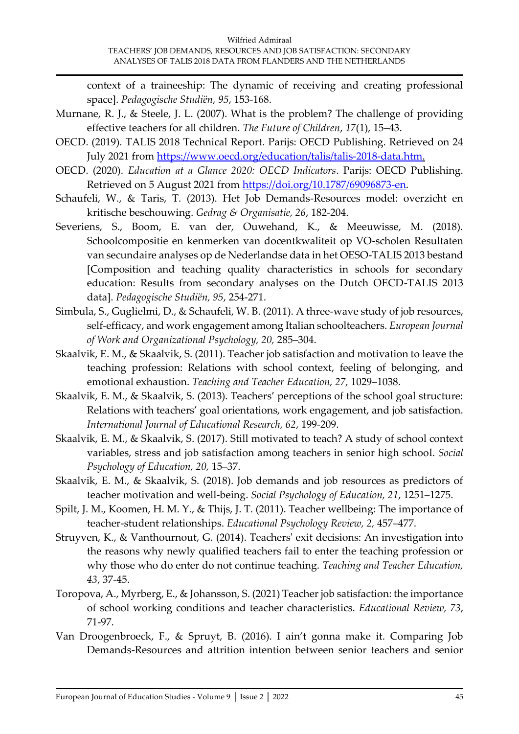context of a traineeship: The dynamic of receiving and creating professional space]. *Pedagogische Studiën, 95*, 153-168.

Murnane, R. J., & Steele, J. L. (2007). What is the problem? The challenge of providing effective teachers for all children. *The Future of Children*, *17*(1), 15–43.

OECD. (2019). TALIS 2018 Technical Report. Parijs: OECD Publishing. Retrieved on 24 July 2021 from https://www.oecd.org/education/talis/talis-2018-data.htm.

OECD. (2020). *Education at a Glance 2020: OECD Indicators*. Parijs: OECD Publishing. Retrieved on 5 August 2021 from https://doi.org/10.1787/69096873-en.

Schaufeli, W., & Taris, T. (2013). Het Job Demands-Resources model: overzicht en kritische beschouwing. *Gedrag & Organisatie, 26*, 182-204.

Severiens, S., Boom, E. van der, Ouwehand, K., & Meeuwisse, M. (2018). Schoolcompositie en kenmerken van docentkwaliteit op VO-scholen Resultaten van secundaire analyses op de Nederlandse data in het OESO-TALIS 2013 bestand [Composition and teaching quality characteristics in schools for secondary education: Results from secondary analyses on the Dutch OECD-TALIS 2013 data]. *Pedagogische Studiën, 95*, 254-271.

Simbula, S., Guglielmi, D., & Schaufeli, W. B. (2011). A three-wave study of job resources, self-efficacy, and work engagement among Italian schoolteachers. *European Journal of Work and Organizational Psychology, 20,* 285–304.

Skaalvik, E. M., & Skaalvik, S. (2011). Teacher job satisfaction and motivation to leave the teaching profession: Relations with school context, feeling of belonging, and emotional exhaustion. *Teaching and Teacher Education, 27,* 1029–1038.

Skaalvik, E. M., & Skaalvik, S. (2013). Teachers' perceptions of the school goal structure: Relations with teachers' goal orientations, work engagement, and job satisfaction. *International Journal of Educational Research, 62*, 199-209.

Skaalvik, E. M., & Skaalvik, S. (2017). Still motivated to teach? A study of school context variables, stress and job satisfaction among teachers in senior high school. *Social Psychology of Education, 20,* 15–37.

Skaalvik, E. M., & Skaalvik, S. (2018). Job demands and job resources as predictors of teacher motivation and well-being. *Social Psychology of Education, 21*, 1251–1275.

Spilt, J. M., Koomen, H. M. Y., & Thijs, J. T. (2011). Teacher wellbeing: The importance of teacher-student relationships. *Educational Psychology Review, 2,* 457–477.

Struyven, K., & Vanthournout, G. (2014). Teachers' exit decisions: An investigation into the reasons why newly qualified teachers fail to enter the teaching profession or why those who do enter do not continue teaching. *Teaching and Teacher Education, 43*, 37-45.

Toropova, A., Myrberg, E., & Johansson, S. (2021) Teacher job satisfaction: the importance of school working conditions and teacher characteristics. *Educational Review, 73*, 71-97.

Van Droogenbroeck, F., & Spruyt, B. (2016). I ain't gonna make it. Comparing Job Demands-Resources and attrition intention between senior teachers and senior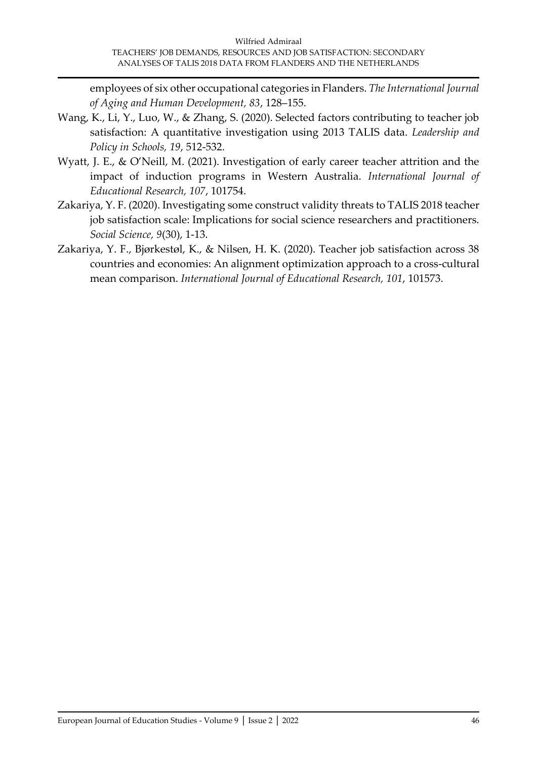employees of six other occupational categories in Flanders. *The International Journal of Aging and Human Development, 83*, 128–155.

Wang, K., Li, Y., Luo, W., & Zhang, S. (2020). Selected factors contributing to teacher job satisfaction: A quantitative investigation using 2013 TALIS data. *Leadership and Policy in Schools, 19*, 512-532.

Wyatt, J. E., & O'Neill, M. (2021). Investigation of early career teacher attrition and the impact of induction programs in Western Australia. *International Journal of Educational Research, 107*, 101754.

Zakariya, Y. F. (2020). Investigating some construct validity threats to TALIS 2018 teacher job satisfaction scale: Implications for social science researchers and practitioners. *Social Science, 9*(30), 1-13.

Zakariya, Y. F., Bjørkestøl, K., & Nilsen, H. K. (2020). Teacher job satisfaction across 38 countries and economies: An alignment optimization approach to a cross-cultural mean comparison. *International Journal of Educational Research, 101*, 101573.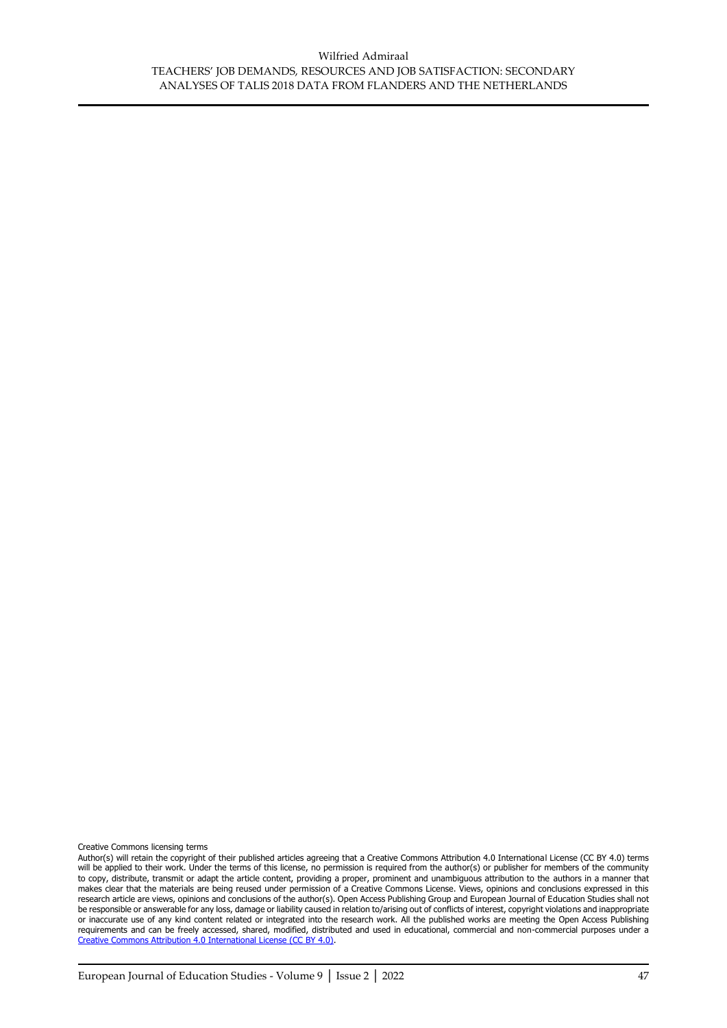Creative Commons licensing terms

Author(s) will retain the copyright of their published articles agreeing that a Creative Commons Attribution 4.0 International License (CC BY 4.0) terms will be applied to their work. Under the terms of this license, no permission is required from the author(s) or publisher for members of the community to copy, distribute, transmit or adapt the article content, providing a proper, prominent and unambiguous attribution to the authors in a manner that makes clear that the materials are being reused under permission of a Creative Commons License. Views, opinions and conclusions expressed in this research article are views, opinions and conclusions of the author(s). Open Access Publishing Group and European Journal of Education Studies shall not be responsible or answerable for any loss, damage or liability caused in relation to/arising out of conflicts of interest, copyright violations and inappropriate or inaccurate use of any kind content related or integrated into the research work. All the published works are meeting the Open Access Publishing requirements and can be freely accessed, shared, modified, distributed and used in educational, commercial and non-commercial purposes under a [Creative Commons Attribution 4.0 International License (CC BY 4.0)](https://creativecommons.org/licenses/by/4.0/).